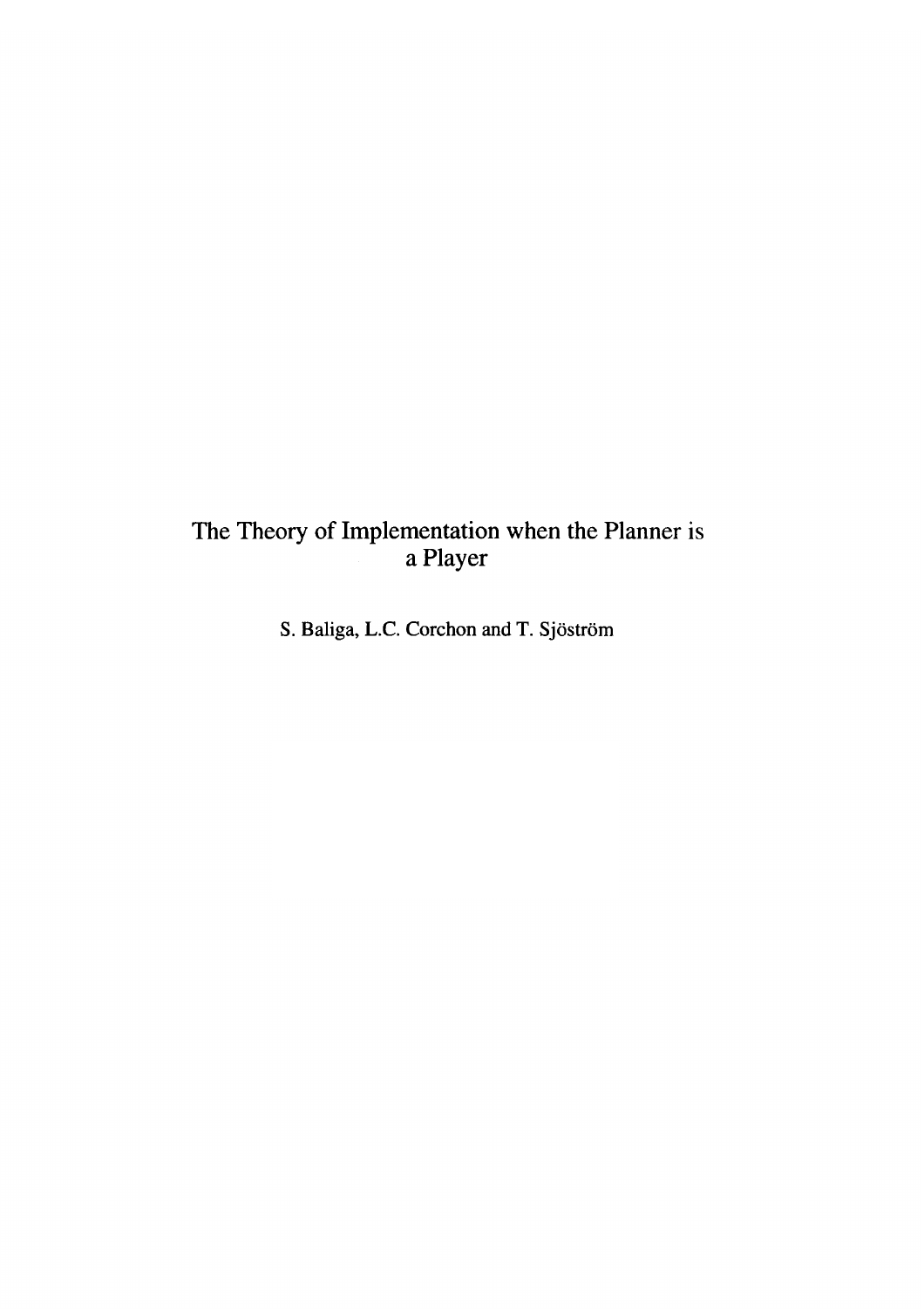# The Theory of Implementation when the Planner is a Player

S. Baliga, L.C. Corchon and T. Sjöström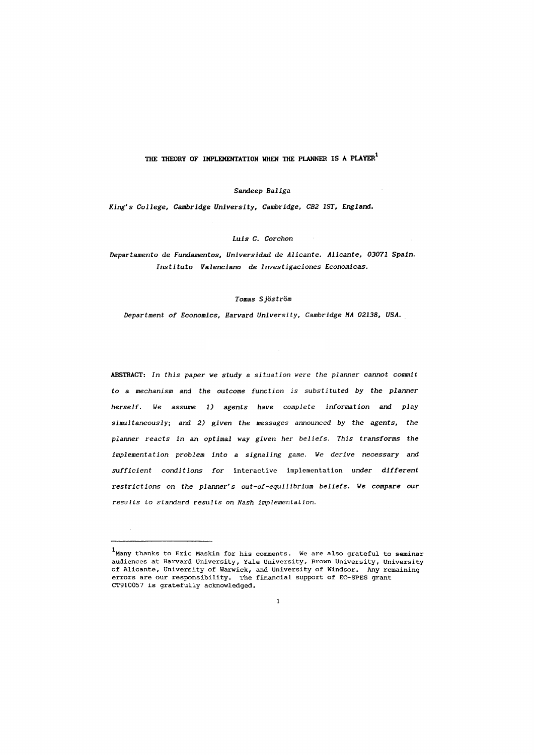# THE THEORY OF IMPLEMENTATION WHEN THE PLANNER IS A PLAYER[1]

*Sandeep Baliga*

*King's College, Cambridge University, Cambridge, CB2 1ST, England.*

*Luis C. Corchon*

*Departamento de Fundamentos, Universidad de Alicante. Alicante, 03071 Spain.*
*Instituto Valenciano de Investigaciones Economicas.*

*Tomas Sjöström*

*Department of Economics, Harvard University, Cambridge MA 02138, USA.*

**ABSTRACT:** *In this paper we study a situation were the planner cannot commit to a mechanism and the outcome function is substituted by the planner herself. We assume 1) agents have complete information and play simultaneously; and 2) given the messages announced by the agents, the planner reacts in an optimal way given her beliefs. This transforms the implementation problem into a signaling game. We derive necessary and sufficient conditions for interactive implementation under different restrictions on the planner's out-of-equilibrium beliefs. We compare our results to standard results on Nash implementation.*

---

[1] Many thanks to Eric Maskin for his comments. We are also grateful to seminar audiences at Harvard University, Yale University, Brown University, University of Alicante, University of Warwick, and University of Windsor. Any remaining errors are our responsibility. The financial support of EC-SPES grant CT910057 is gratefully acknowledged.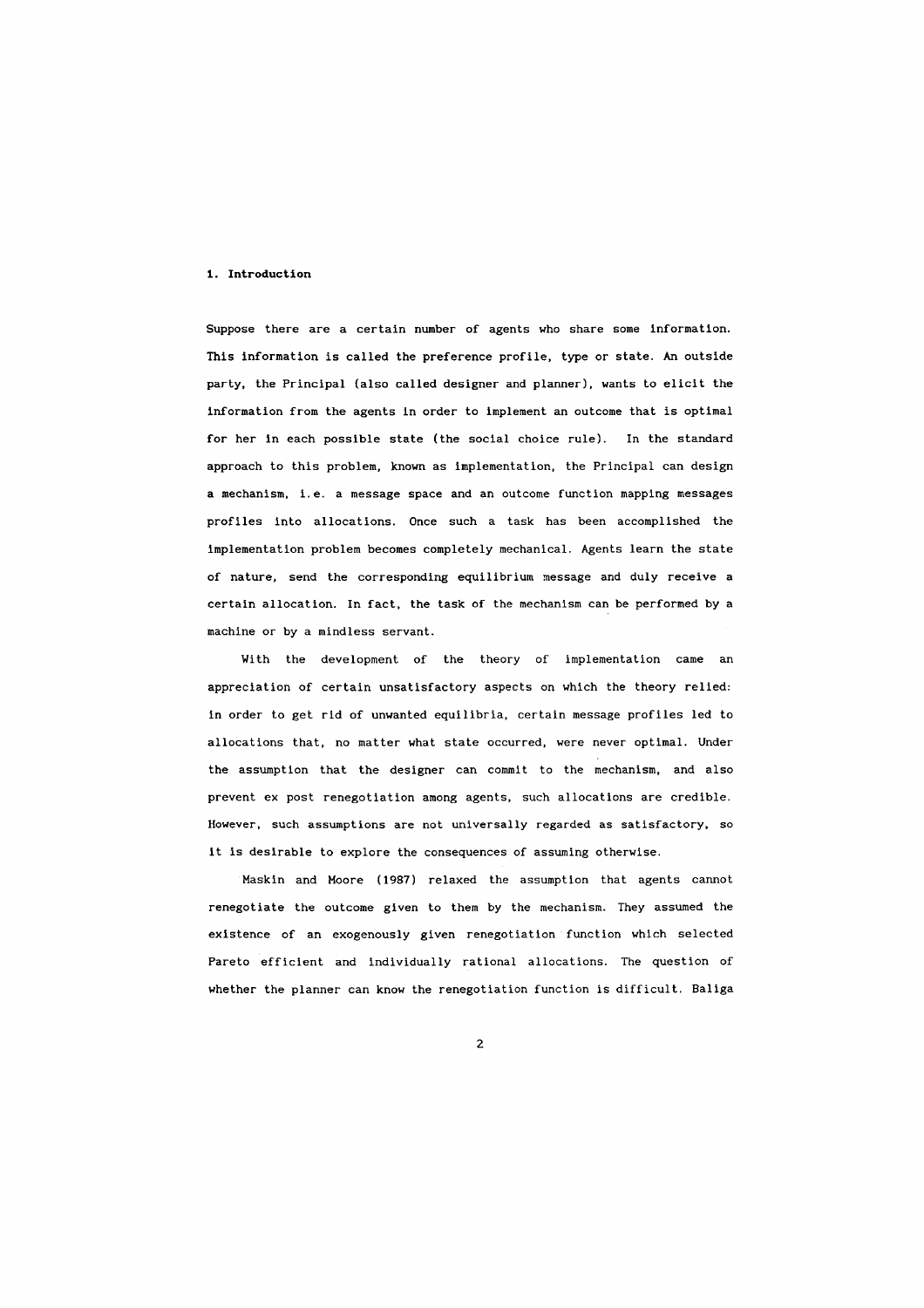## 1. Introduction

Suppose there are a certain number of agents who share some information. This information is called the preference profile, type or state. An outside party, the Principal (also called designer and planner), wants to elicit the information from the agents in order to implement an outcome that is optimal for her in each possible state (the social choice rule). In the standard approach to this problem, known as implementation, the Principal can design a mechanism, i.e. a message space and an outcome function mapping messages profiles into allocations. Once such a task has been accomplished the implementation problem becomes completely mechanical. Agents learn the state of nature, send the corresponding equilibrium message and duly receive a certain allocation. In fact, the task of the mechanism can be performed by a machine or by a mindless servant.

With the development of the theory of implementation came an appreciation of certain unsatisfactory aspects on which the theory relied: in order to get rid of unwanted equilibria, certain message profiles led to allocations that, no matter what state occurred, were never optimal. Under the assumption that the designer can commit to the mechanism, and also prevent ex post renegotiation among agents, such allocations are credible. However, such assumptions are not universally regarded as satisfactory, so it is desirable to explore the consequences of assuming otherwise.

Maskin and Moore (1987) relaxed the assumption that agents cannot renegotiate the outcome given to them by the mechanism. They assumed the existence of an exogenously given renegotiation function which selected Pareto efficient and individually rational allocations. The question of whether the planner can know the renegotiation function is difficult. Baliga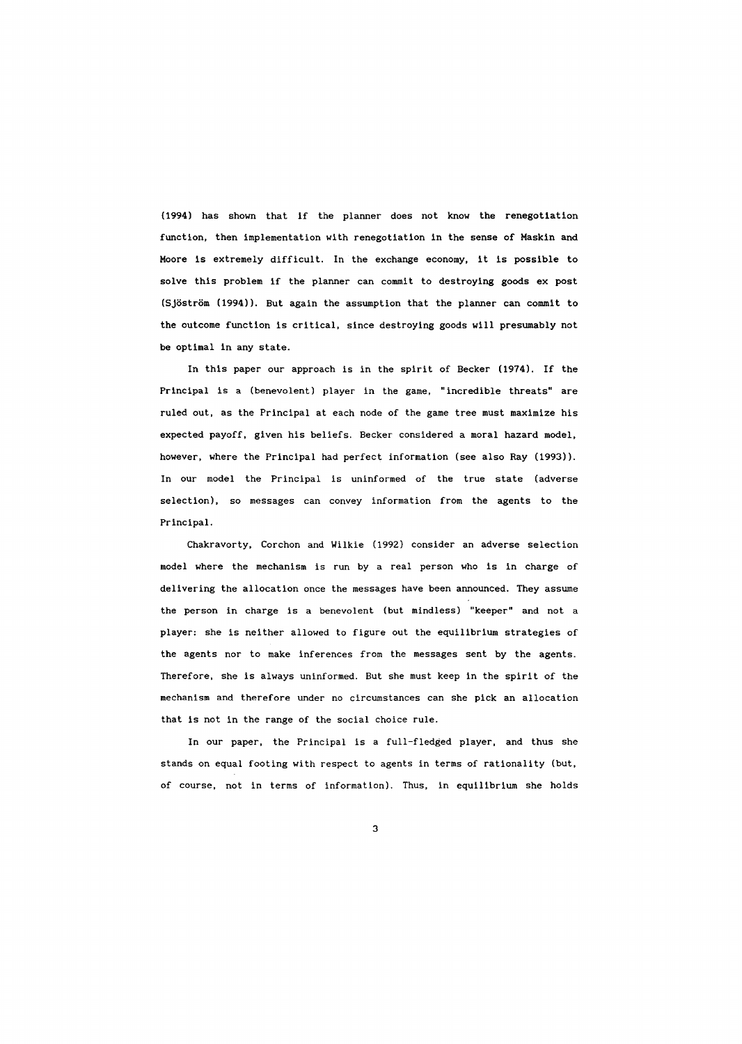(1994) has shown that if the planner does not know the renegotiation function, then implementation with renegotiation in the sense of Maskin and Moore is extremely difficult. In the exchange economy, it is possible to solve this problem if the planner can commit to destroying goods ex post (Sjöström (1994)). But again the assumption that the planner can commit to the outcome function is critical, since destroying goods will presumably not be optimal in any state.

In this paper our approach is in the spirit of Becker (1974). If the Principal is a (benevolent) player in the game, "incredible threats" are ruled out, as the Principal at each node of the game tree must maximize his expected payoff, given his beliefs. Becker considered a moral hazard model, however, where the Principal had perfect information (see also Ray (1993)). In our model the Principal is uninformed of the true state (adverse selection), so messages can convey information from the agents to the Principal.

Chakravorty, Corchon and Wilkie (1992) consider an adverse selection model where the mechanism is run by a real person who is in charge of delivering the allocation once the messages have been announced. They assume the person in charge is a benevolent (but mindless) "keeper" and not a player: she is neither allowed to figure out the equilibrium strategies of the agents nor to make inferences from the messages sent by the agents. Therefore, she is always uninformed. But she must keep in the spirit of the mechanism and therefore under no circumstances can she pick an allocation that is not in the range of the social choice rule.

In our paper, the Principal is a full-fledged player, and thus she stands on equal footing with respect to agents in terms of rationality (but, of course, not in terms of information). Thus, in equilibrium she holds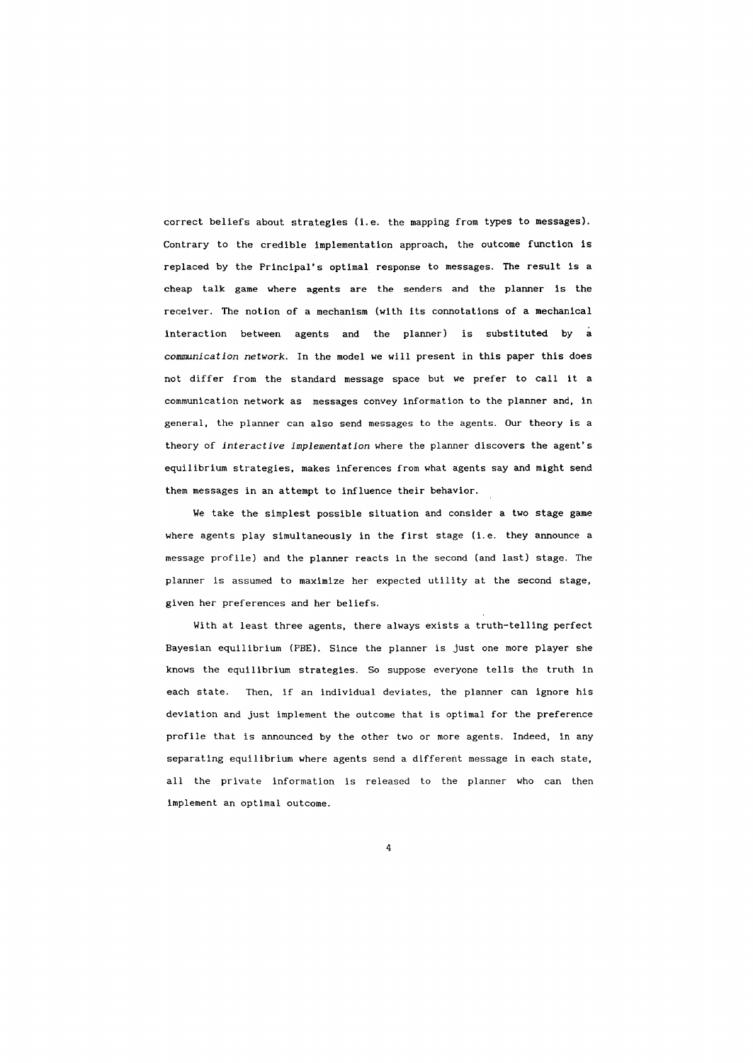correct beliefs about strategies (i.e. the mapping from types to messages). Contrary to the credible implementation approach, the outcome function is replaced by the Principal's optimal response to messages. The result is a cheap talk game where agents are the senders and the planner is the receiver. The notion of a mechanism (with its connotations of a mechanical interaction between agents and the planner) is substituted by a *communication network*. In the model we will present in this paper this does not differ from the standard message space but we prefer to call it a communication network as messages convey information to the planner and, in general, the planner can also send messages to the agents. Our theory is a theory of *interactive implementation* where the planner discovers the agent's equilibrium strategies, makes inferences from what agents say and might send them messages in an attempt to influence their behavior.

We take the simplest possible situation and consider a two stage game where agents play simultaneously in the first stage (i.e. they announce a message profile) and the planner reacts in the second (and last) stage. The planner is assumed to maximize her expected utility at the second stage, given her preferences and her beliefs.

With at least three agents, there always exists a truth-telling perfect Bayesian equilibrium (PBE). Since the planner is just one more player she knows the equilibrium strategies. So suppose everyone tells the truth in each state. Then, if an individual deviates, the planner can ignore his deviation and just implement the outcome that is optimal for the preference profile that is announced by the other two or more agents. Indeed, in any separating equilibrium where agents send a different message in each state, all the private information is released to the planner who can then implement an optimal outcome.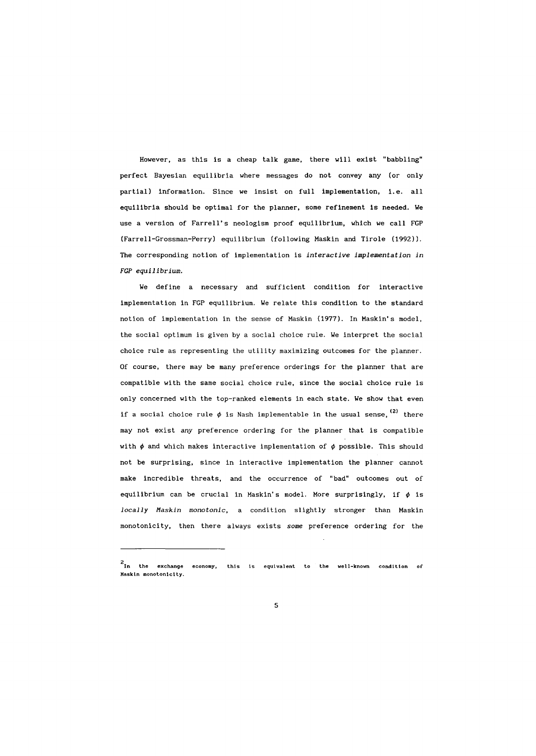However, as this is a cheap talk game, there will exist "babbling" perfect Bayesian equilibria where messages do not convey any (or only partial) information. Since we insist on full implementation, i.e. all equilibria should be optimal for the planner, some refinement is needed. We use a version of Farrell's neologism proof equilibrium, which we call FGP (Farrell-Grossman-Perry) equilibrium (following Maskin and Tirole (1992)). The corresponding notion of implementation is *interactive implementation in FGP equilibrium*.

We define a necessary and sufficient condition for interactive implementation in FGP equilibrium. We relate this condition to the standard notion of implementation in the sense of Maskin (1977). In Maskin's model, the social optimum is given by a social choice rule. We interpret the social choice rule as representing the utility maximizing outcomes for the planner. Of course, there may be many preference orderings for the planner that are compatible with the same social choice rule, since the social choice rule is only concerned with the top-ranked elements in each state. We show that even if a social choice rule $\phi$ is Nash implementable in the usual sense,[2] there may not exist *any* preference ordering for the planner that is compatible with $\phi$ and which makes interactive implementation of $\phi$ possible. This should not be surprising, since in interactive implementation the planner cannot make incredible threats, and the occurrence of "bad" outcomes out of equilibrium can be crucial in Maskin's model. More surprisingly, if $\phi$ is *locally Maskin monotonic*, a condition slightly stronger than Maskin monotonicity, then there always exists *some* preference ordering for the

---

[2] In the exchange economy, this is equivalent to the well-known condition of Maskin monotonicity.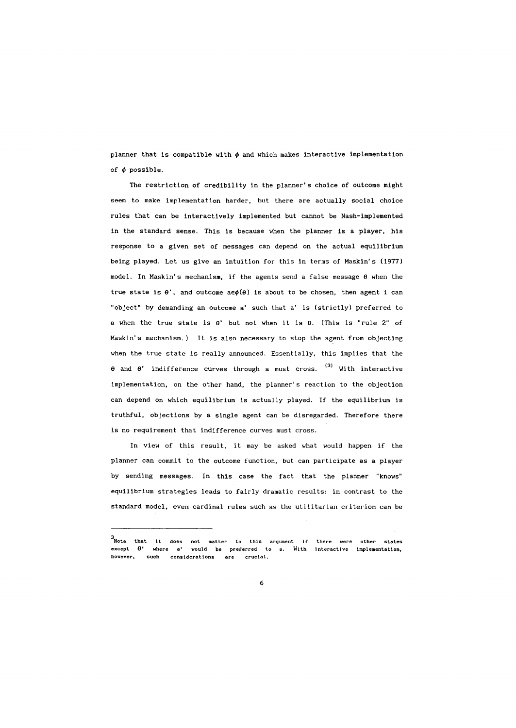planner that is compatible with $\phi$ and which makes interactive implementation of $\phi$ possible.

The restriction of credibility in the planner's choice of outcome might seem to make implementation harder, but there are actually social choice rules that can be interactively implemented but cannot be Nash-implemented in the standard sense. This is because when the planner is a player, his response to a given set of messages can depend on the actual equilibrium being played. Let us give an intuition for this in terms of Maskin's (1977) model. In Maskin's mechanism, if the agents send a false message $\theta$ when the true state is $\theta'$, and outcome $a \in \phi(\theta)$ is about to be chosen, then agent i can "object" by demanding an outcome a' such that a' is (strictly) preferred to a when the true state is $\theta'$ but not when it is $\theta$. (This is "rule 2" of Maskin's mechanism.) It is also necessary to stop the agent from objecting when the true state is really announced. Essentially, this implies that the $\theta$ and $\theta'$ indifference curves through a must cross. [3] With interactive implementation, on the other hand, the planner's reaction to the objection can depend on which equilibrium is actually played. If the equilibrium is truthful, objections by a single agent can be disregarded. Therefore there is no requirement that indifference curves must cross.

In view of this result, it may be asked what would happen if the planner can commit to the outcome function, but can participate as a player by sending messages. In this case the fact that the planner "knows" equilibrium strategies leads to fairly dramatic results: in contrast to the standard model, even cardinal rules such as the utilitarian criterion can be

---

[3] Note that it does not matter to this argument if there were other states except $\theta'$ where a' would be preferred to a. With interactive implementation, however, such considerations are crucial.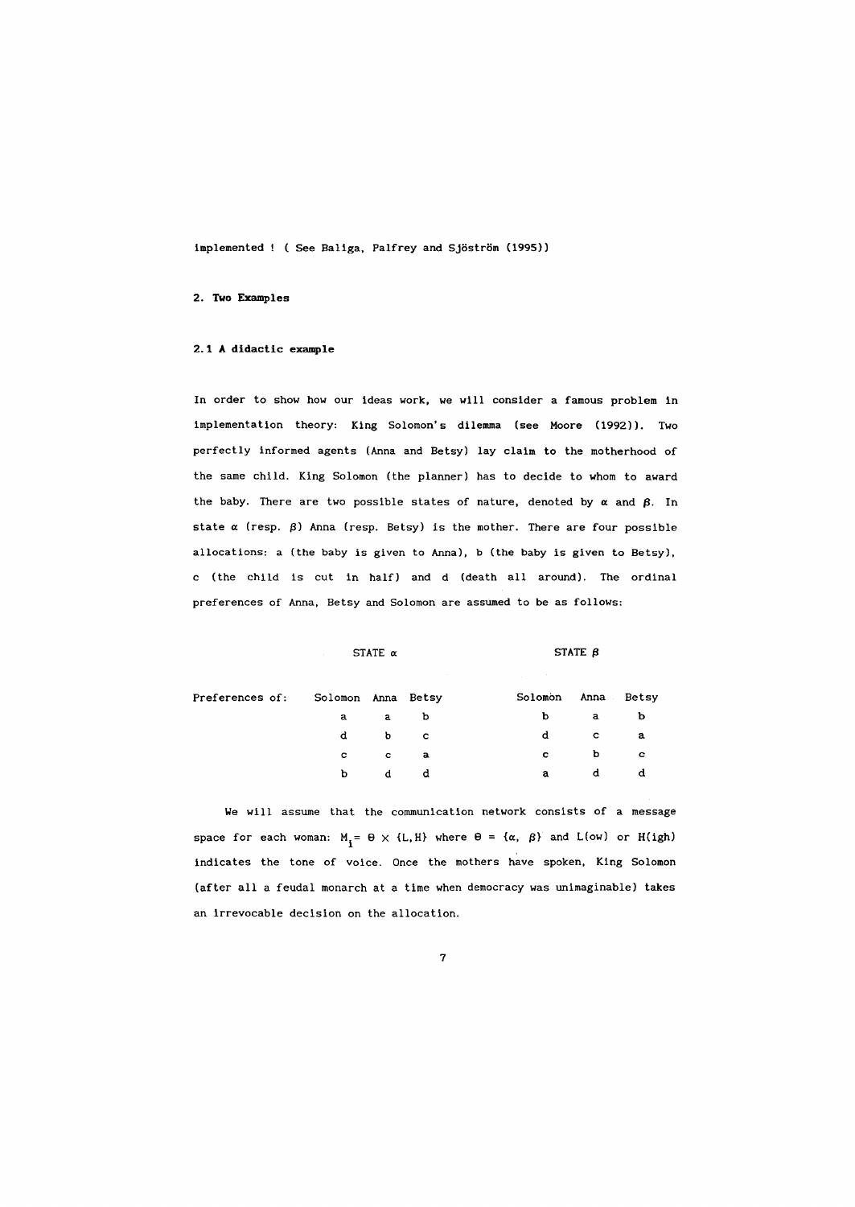implemented ! ( See Baliga, Palfrey and Sjöström (1995))

## 2. Two Examples

### 2.1 A didactic example

In order to show how our ideas work, we will consider a famous problem in implementation theory: King Solomon's dilemma (see Moore (1992)). Two perfectly informed agents (Anna and Betsy) lay claim to the motherhood of the same child. King Solomon (the planner) has to decide to whom to award the baby. There are two possible states of nature, denoted by $\alpha$ and $\beta$. In state $\alpha$ (resp. $\beta$) Anna (resp. Betsy) is the mother. There are four possible allocations: a (the baby is given to Anna), b (the baby is given to Betsy), c (the child is cut in half) and d (death all around). The ordinal preferences of Anna, Betsy and Solomon are assumed to be as follows:

| | STATE $\alpha$ | | | STATE $\beta$ | | |
|---|---|---|---|---|---|---|
| Preferences of: | Solomon | Anna | Betsy | Solomon | Anna | Betsy |
| | a | a | b | b | a | b |
| | d | b | c | d | c | a |
| | c | c | a | c | b | c |
| | b | d | d | a | d | d |

We will assume that the communication network consists of a message space for each woman: $M_i = \Theta \times \{L, H\}$ where $\Theta = \{\alpha, \beta\}$ and L(ow) or H(igh) indicates the tone of voice. Once the mothers have spoken, King Solomon (after all a feudal monarch at a time when democracy was unimaginable) takes an irrevocable decision on the allocation.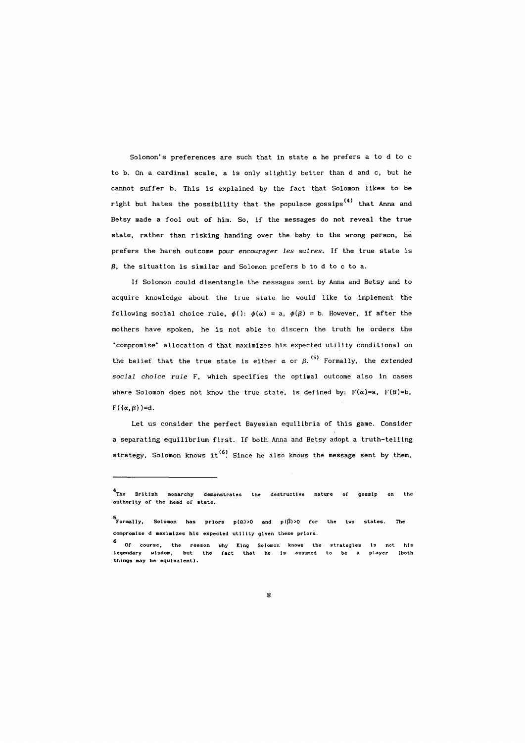Solomon's preferences are such that in state $\alpha$ he prefers a to d to c to b. On a cardinal scale, a is only slightly better than d and c, but he cannot suffer b. This is explained by the fact that Solomon likes to be right but hates the possibility that the populace gossips[4] that Anna and Betsy made a fool out of him. So, if the messages do not reveal the true state, rather than risking handing over the baby to the wrong person, he prefers the harsh outcome *pour encourager les autres.* If the true state is $\beta$, the situation is similar and Solomon prefers b to d to c to a.

If Solomon could disentangle the messages sent by Anna and Betsy and to acquire knowledge about the true state he would like to implement the following social choice rule, $\phi()$: $\phi(\alpha) = a$, $\phi(\beta) = b$. However, if after the mothers have spoken, he is not able to discern the truth he orders the "compromise" allocation d that maximizes his expected utility conditional on the belief that the true state is either $\alpha$ or $\beta$.[5] Formally, the *extended social choice rule* F, which specifies the optimal outcome also in cases where Solomon does not know the true state, is defined by: $F(\alpha)=a$, $F(\beta)=b$, $F(\{\alpha,\beta\})=d$.

Let us consider the perfect Bayesian equilibria of this game. Consider a separating equilibrium first. If both Anna and Betsy adopt a truth-telling strategy, Solomon knows it[6]. Since he also knows the message sent by them,

---

[4] The British monarchy demonstrates the destructive nature of gossip on the authority of the head of state.

[5] Formally, Solomon has priors $p(\alpha)>0$ and $p(\beta)>0$ for the two states. The compromise d maximizes his expected utility given these priors.

[6] Of course, the reason why King Solomon knows the strategies is not his legendary wisdom, but the fact that he is assumed to be a player (both things may be equivalent).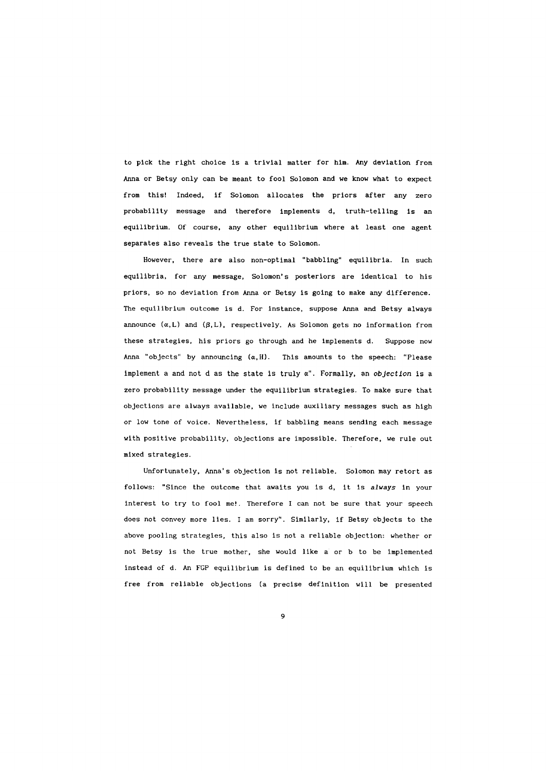to pick the right choice is a trivial matter for him. Any deviation from Anna or Betsy only can be meant to fool Solomon and we know what to expect from this! Indeed, if Solomon allocates the priors after any zero probability message and therefore implements d, truth-telling is an equilibrium. Of course, any other equilibrium where at least one agent separates also reveals the true state to Solomon.

However, there are also non-optimal "babbling" equilibria. In such equilibria, for any message, Solomon's posteriors are identical to his priors, so no deviation from Anna or Betsy is going to make any difference. The equilibrium outcome is d. For instance, suppose Anna and Betsy always announce $(\alpha, L)$ and $(\beta, L)$, respectively. As Solomon gets no information from these strategies, his priors go through and he implements d. Suppose now Anna "objects" by announcing $(\alpha, H)$. This amounts to the speech: "Please implement a and not d as the state is truly $\alpha$". Formally, an *objection* is a zero probability message under the equilibrium strategies. To make sure that objections are always available, we include auxiliary messages such as high or low tone of voice. Nevertheless, if babbling means sending each message with positive probability, objections are impossible. Therefore, we rule out mixed strategies.

Unfortunately, Anna's objection is not reliable. Solomon may retort as follows: "Since the outcome that awaits you is d, it is *always* in your interest to try to fool me!. Therefore I can not be sure that your speech does not convey more lies. I am sorry". Similarly, if Betsy objects to the above pooling strategies, this also is not a reliable objection: whether or not Betsy is the true mother, she would like a or b to be implemented instead of d. An FGP equilibrium is defined to be an equilibrium which is free from reliable objections (a precise definition will be presented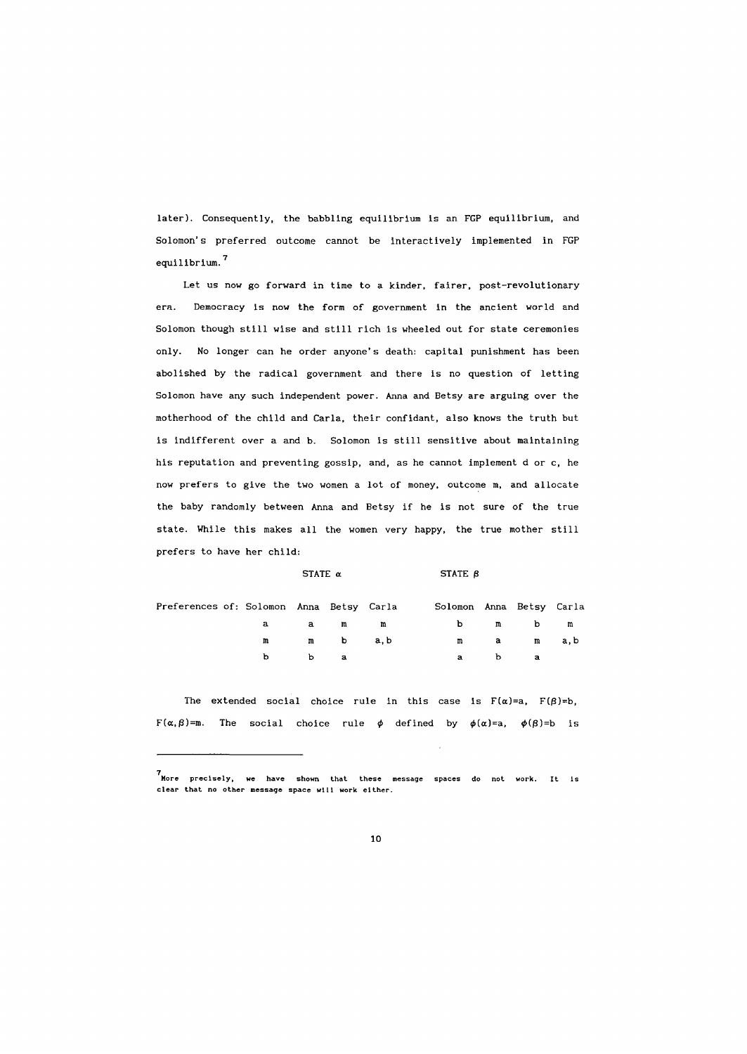later). Consequently, the babbling equilibrium is an FGP equilibrium, and Solomon's preferred outcome cannot be interactively implemented in FGP equilibrium.[7]

Let us now go forward in time to a kinder, fairer, post-revolutionary era. Democracy is now the form of government in the ancient world and Solomon though still wise and still rich is wheeled out for state ceremonies only. No longer can he order anyone's death: capital punishment has been abolished by the radical government and there is no question of letting Solomon have any such independent power. Anna and Betsy are arguing over the motherhood of the child and Carla, their confidant, also knows the truth but is indifferent over a and b. Solomon is still sensitive about maintaining his reputation and preventing gossip, and, as he cannot implement d or c, he now prefers to give the two women a lot of money, outcome m, and allocate the baby randomly between Anna and Betsy if he is not sure of the true state. While this makes all the women very happy, the true mother still prefers to have her child:

| | STATE $\alpha$ | | | | STATE $\beta$ | | | |
|---|---|---|---|---|---|---|---|---|
| Preferences of: | Solomon | Anna | Betsy | Carla | Solomon | Anna | Betsy | Carla |
| | a | a | m | m | b | m | b | m |
| | m | m | b | a, b | m | a | m | a, b |
| | b | b | a | | a | b | a | |

The extended social choice rule in this case is $F(\alpha)=a$, $F(\beta)=b$, $F(\alpha,\beta)=m$. The social choice rule $\phi$ defined by $\phi(\alpha)=a$, $\phi(\beta)=b$ is

[7] More precisely, we have shown that these message spaces do not work. It is clear that no other message space will work either.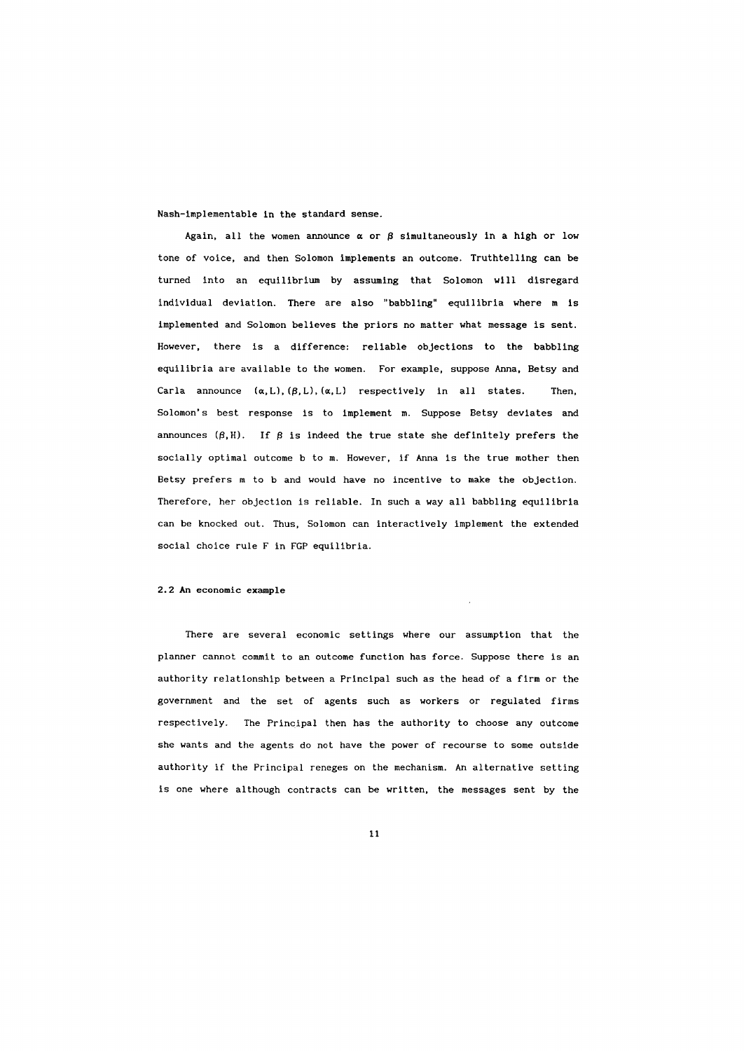Nash-implementable in the standard sense.

Again, all the women announce $\alpha$ or $\beta$ simultaneously in a high or low tone of voice, and then Solomon implements an outcome. Truthtelling can be turned into an equilibrium by assuming that Solomon will disregard individual deviation. There are also "babbling" equilibria where m is implemented and Solomon believes the priors no matter what message is sent. However, there is a difference: reliable objections to the babbling equilibria are available to the women. For example, suppose Anna, Betsy and Carla announce $(\alpha,L),(\beta,L),(\alpha,L)$ respectively in all states. Then, Solomon's best response is to implement m. Suppose Betsy deviates and announces $(\beta,H)$. If $\beta$ is indeed the true state she definitely prefers the socially optimal outcome b to m. However, if Anna is the true mother then Betsy prefers m to b and would have no incentive to make the objection. Therefore, her objection is reliable. In such a way all babbling equilibria can be knocked out. Thus, Solomon can interactively implement the extended social choice rule F in FGP equilibria.

### 2.2 An economic example

There are several economic settings where our assumption that the planner cannot commit to an outcome function has force. Suppose there is an authority relationship between a Principal such as the head of a firm or the government and the set of agents such as workers or regulated firms respectively. The Principal then has the authority to choose any outcome she wants and the agents do not have the power of recourse to some outside authority if the Principal reneges on the mechanism. An alternative setting is one where although contracts can be written, the messages sent by the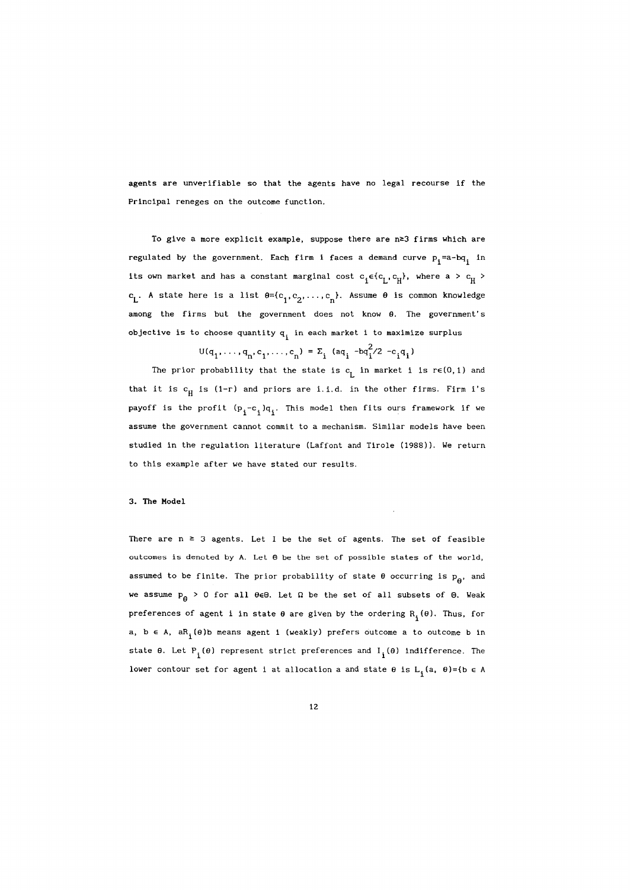agents are unverifiable so that the agents have no legal recourse if the Principal reneges on the outcome function.

To give a more explicit example, suppose there are $n \geq 3$ firms which are regulated by the government. Each firm i faces a demand curve $p_i = a - bq_i$ in its own market and has a constant marginal cost $c_i \in \{c_L, c_H\}$, where $a > c_H > c_L$. A state here is a list $\theta = \{c_1, c_2, \ldots, c_n\}$. Assume $\theta$ is common knowledge among the firms but the government does not know $\theta$. The government's objective is to choose quantity $q_i$ in each market i to maximize surplus

$$U(q_1, \ldots, q_n, c_1, \ldots, c_n) = \Sigma_i \; (aq_i - bq_i^2/2 - c_i q_i)$$

The prior probability that the state is $c_L$ in market i is $r \in (0,1)$ and that it is $c_H$ is $(1-r)$ and priors are i.i.d. in the other firms. Firm i's payoff is the profit $(p_i - c_i)q_i$. This model then fits ours framework if we assume the government cannot commit to a mechanism. Similar models have been studied in the regulation literature (Laffont and Tirole (1988)). We return to this example after we have stated our results.

## 3. The Model

There are $n \geq 3$ agents. Let I be the set of agents. The set of feasible outcomes is denoted by A. Let $\Theta$ be the set of possible states of the world, assumed to be finite. The prior probability of state $\theta$ occurring is $p_\theta$, and we assume $p_\theta > 0$ for all $\theta \in \Theta$. Let $\Omega$ be the set of all subsets of $\Theta$. Weak preferences of agent i in state $\theta$ are given by the ordering $R_i(\theta)$. Thus, for a, b $\in$ A, $aR_i(\theta)b$ means agent i (weakly) prefers outcome a to outcome b in state $\theta$. Let $P_i(\theta)$ represent strict preferences and $I_i(\theta)$ indifference. The lower contour set for agent i at allocation a and state $\theta$ is $L_i(a, \theta) = \{b \in A$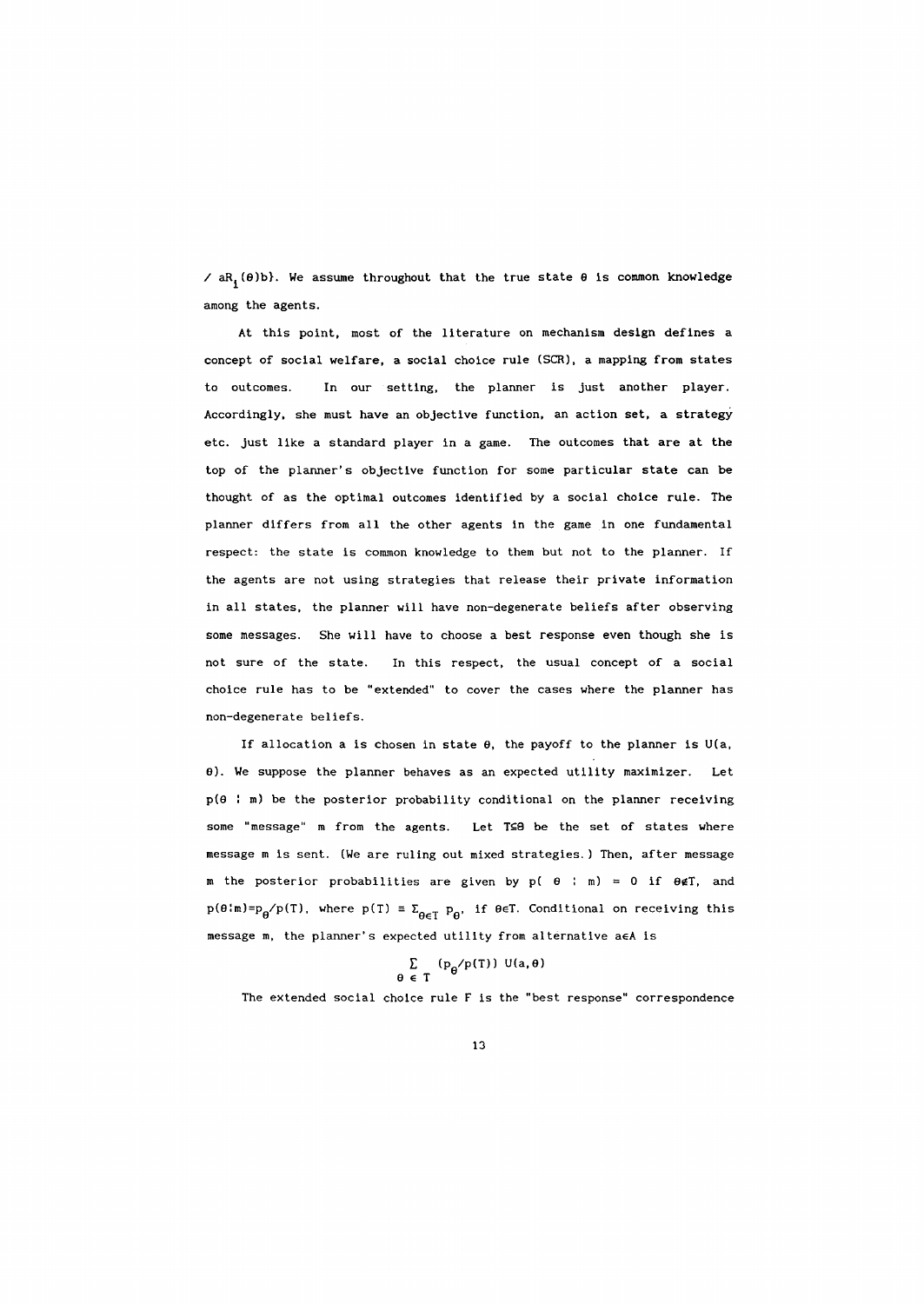$/ aR_i(\theta)b\}$. We assume throughout that the true state $\theta$ is common knowledge among the agents.

At this point, most of the literature on mechanism design defines a concept of social welfare, a social choice rule (SCR), a mapping from states to outcomes. In our setting, the planner is just another player. Accordingly, she must have an objective function, an action set, a strategy etc. just like a standard player in a game. The outcomes that are at the top of the planner's objective function for some particular state can be thought of as the optimal outcomes identified by a social choice rule. The planner differs from all the other agents in the game in one fundamental respect: the state is common knowledge to them but not to the planner. If the agents are not using strategies that release their private information in all states, the planner will have non-degenerate beliefs after observing some messages. She will have to choose a best response even though she is not sure of the state. In this respect, the usual concept of a social choice rule has to be "extended" to cover the cases where the planner has non-degenerate beliefs.

If allocation a is chosen in state $\theta$, the payoff to the planner is $U(a, \theta)$. We suppose the planner behaves as an expected utility maximizer. Let $p(\theta \mid m)$ be the posterior probability conditional on the planner receiving some "message" m from the agents. Let $T \subseteq \Theta$ be the set of states where message m is sent. (We are ruling out mixed strategies.) Then, after message m the posterior probabilities are given by $p(\theta \mid m) = 0$ if $\theta \notin T$, and $p(\theta \mid m) = p_\theta / p(T)$, where $p(T) \equiv \Sigma_{\theta \in T}\, p_\theta$, if $\theta \in T$. Conditional on receiving this message m, the planner's expected utility from alternative $a \in A$ is

$$\sum_{\theta \in T} (p_\theta / p(T))\, U(a, \theta)$$

The extended social choice rule F is the "best response" correspondence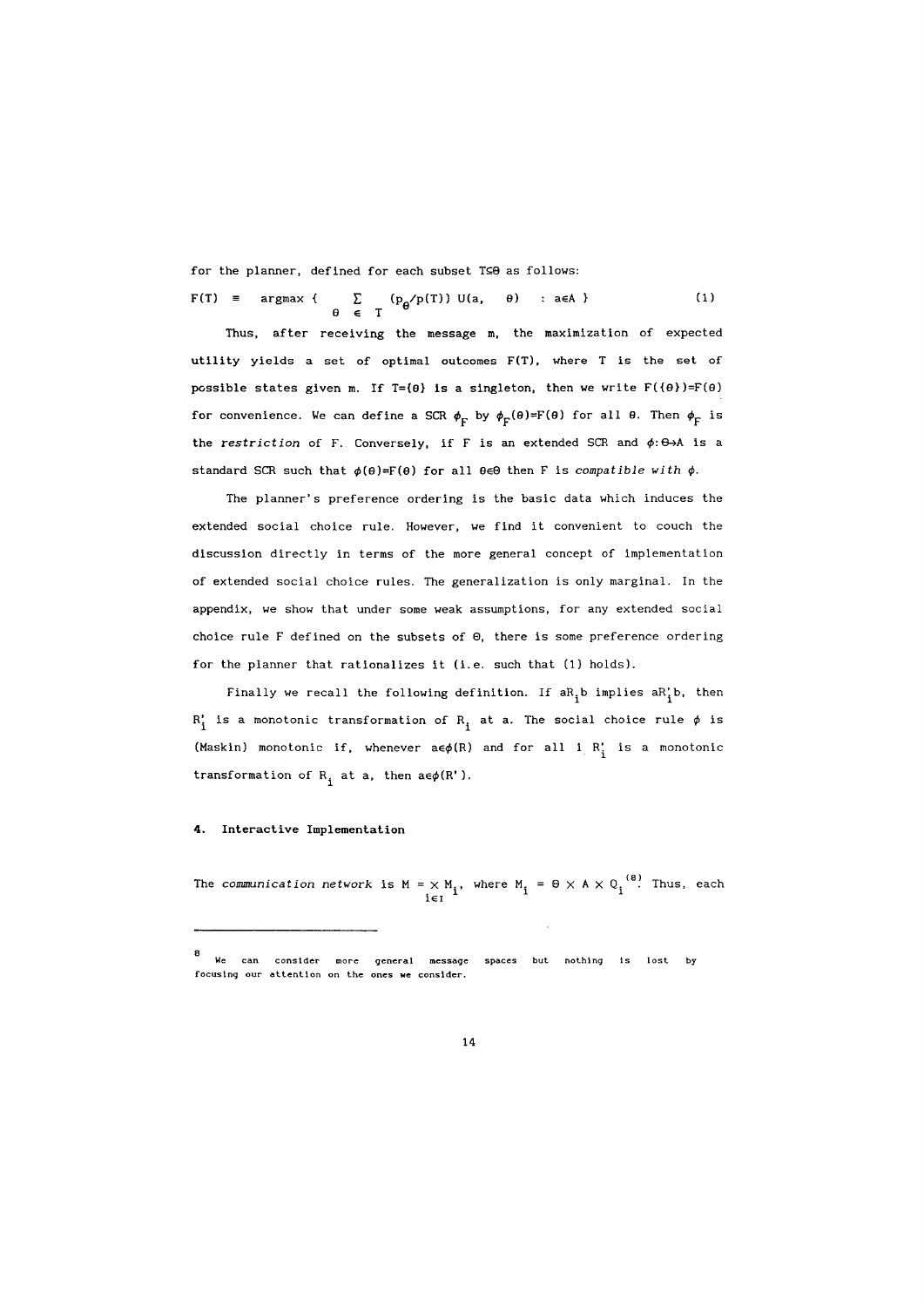for the planner, defined for each subset $T \subseteq \Theta$ as follows:

$$F(T) \equiv \operatorname{argmax} \left\{ \sum_{\theta \in T} (p_\theta / p(T))\, U(a, \theta) \;:\; a \in A \right\} \tag{1}$$

Thus, after receiving the message m, the maximization of expected utility yields a set of optimal outcomes F(T), where T is the set of possible states given m. If $T=\{\theta\}$ is a singleton, then we write $F(\{\theta\})=F(\theta)$ for convenience. We can define a SCR $\phi_F$ by $\phi_F(\theta)=F(\theta)$ for all $\theta$. Then $\phi_F$ is the *restriction* of F. Conversely, if F is an extended SCR and $\phi:\Theta \rightarrow A$ is a standard SCR such that $\phi(\theta)=F(\theta)$ for all $\theta \in \Theta$ then F is *compatible with* $\phi$.

The planner's preference ordering is the basic data which induces the extended social choice rule. However, we find it convenient to couch the discussion directly in terms of the more general concept of implementation of extended social choice rules. The generalization is only marginal. In the appendix, we show that under some weak assumptions, for any extended social choice rule F defined on the subsets of $\Theta$, there is some preference ordering for the planner that rationalizes it (i.e. such that (1) holds).

Finally we recall the following definition. If $aR_ib$ implies $aR'_ib$, then $R'_i$ is a monotonic transformation of $R_i$ at a. The social choice rule $\phi$ is (Maskin) monotonic if, whenever $a \in \phi(R)$ and for all i $R'_i$ is a monotonic transformation of $R_i$ at a, then $a \in \phi(R')$.

## 4. Interactive Implementation

The *communication network* is $M = \times_{i \in I} M_i$, where $M_i = \Theta \times A \times Q_i$[8]. Thus, each

---

[8] We can consider more general message spaces but nothing is lost by focusing our attention on the ones we consider.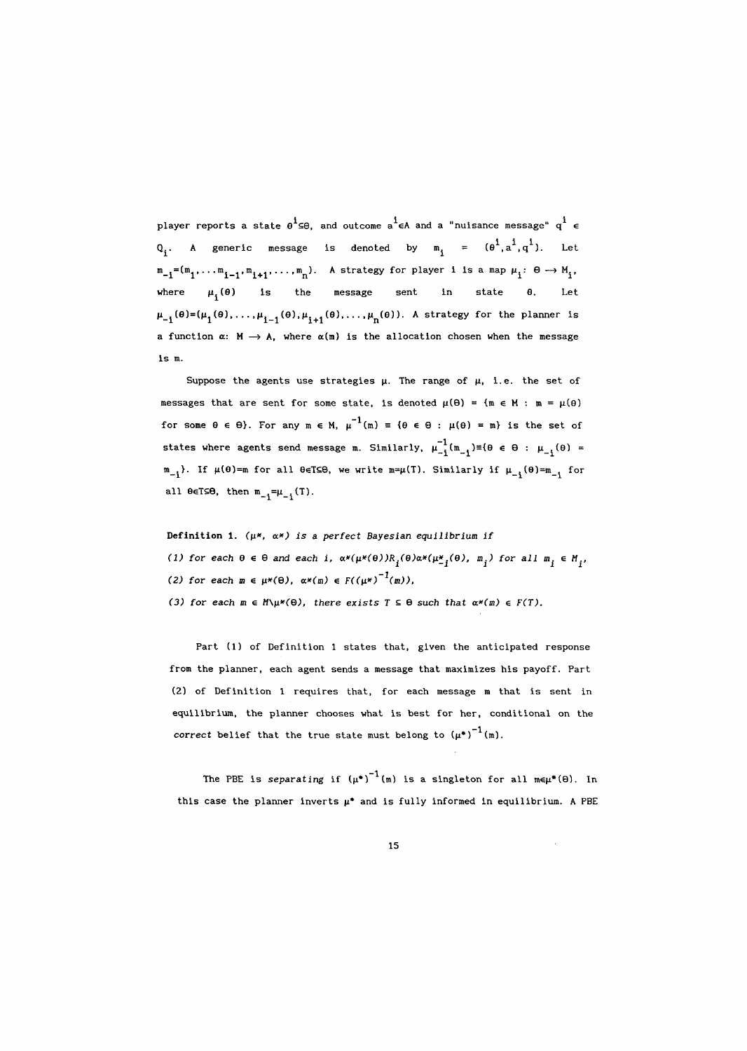player reports a state $\theta^i \subseteq \Theta$, and outcome $a^i \in A$ and a "nuisance message" $q^i \in Q_i$. A generic message is denoted by $m_i = (\theta^i, a^i, q^i)$. Let $m_{-i} = (m_1, \ldots m_{i-1}, m_{i+1}, \ldots, m_n)$. A strategy for player i is a map $\mu_i\colon \Theta \longrightarrow M_i$, where $\mu_i(\theta)$ is the message sent in state $\theta$. Let $\mu_{-i}(\theta) = (\mu_1(\theta), \ldots, \mu_{i-1}(\theta), \mu_{i+1}(\theta), \ldots, \mu_n(\theta))$. A strategy for the planner is a function $\alpha\colon M \longrightarrow A$, where $\alpha(m)$ is the allocation chosen when the message is m.

Suppose the agents use strategies $\mu$. The range of $\mu$, i.e. the set of messages that are sent for some state, is denoted $\mu(\Theta) = \{m \in M : m = \mu(\theta)$ for some $\theta \in \Theta\}$. For any $m \in M$, $\mu^{-1}(m) \equiv \{\theta \in \Theta : \mu(\theta) = m\}$ is the set of states where agents send message m. Similarly, $\mu^{-1}_{-i}(m_{-i}) \equiv \{\theta \in \Theta : \mu_{-i}(\theta) = m_{-i}\}$. If $\mu(\theta)=m$ for all $\theta \in T \subseteq \Theta$, we write $m=\mu(T)$. Similarly if $\mu_{-i}(\theta)=m_{-i}$ for all $\theta \in T \subseteq \Theta$, then $m_{-i}=\mu_{-i}(T)$.

**Definition 1.** *$(\mu^*, \alpha^*)$ is a perfect Bayesian equilibrium if*

*(1) for each $\theta \in \Theta$ and each i, $\alpha^*(\mu^*(\theta))R_i(\theta)\alpha^*(\mu^*_{-i}(\theta), m_i)$ for all $m_i \in M_i$,*

*(2) for each $m \in \mu^*(\Theta)$, $\alpha^*(m) \in F((\mu^*)^{-1}(m))$,*

*(3) for each $m \in M \backslash \mu^*(\Theta)$, there exists $T \subseteq \Theta$ such that $\alpha^*(m) \in F(T)$.*

Part (1) of Definition 1 states that, given the anticipated response from the planner, each agent sends a message that maximizes his payoff. Part (2) of Definition 1 requires that, for each message m that is sent in equilibrium, the planner chooses what is best for her, conditional on the *correct* belief that the true state must belong to $(\mu^*)^{-1}(m)$.

The PBE is *separating* if $(\mu^*)^{-1}(m)$ is a singleton for all $m \in \mu^*(\Theta)$. In this case the planner inverts $\mu^*$ and is fully informed in equilibrium. A PBE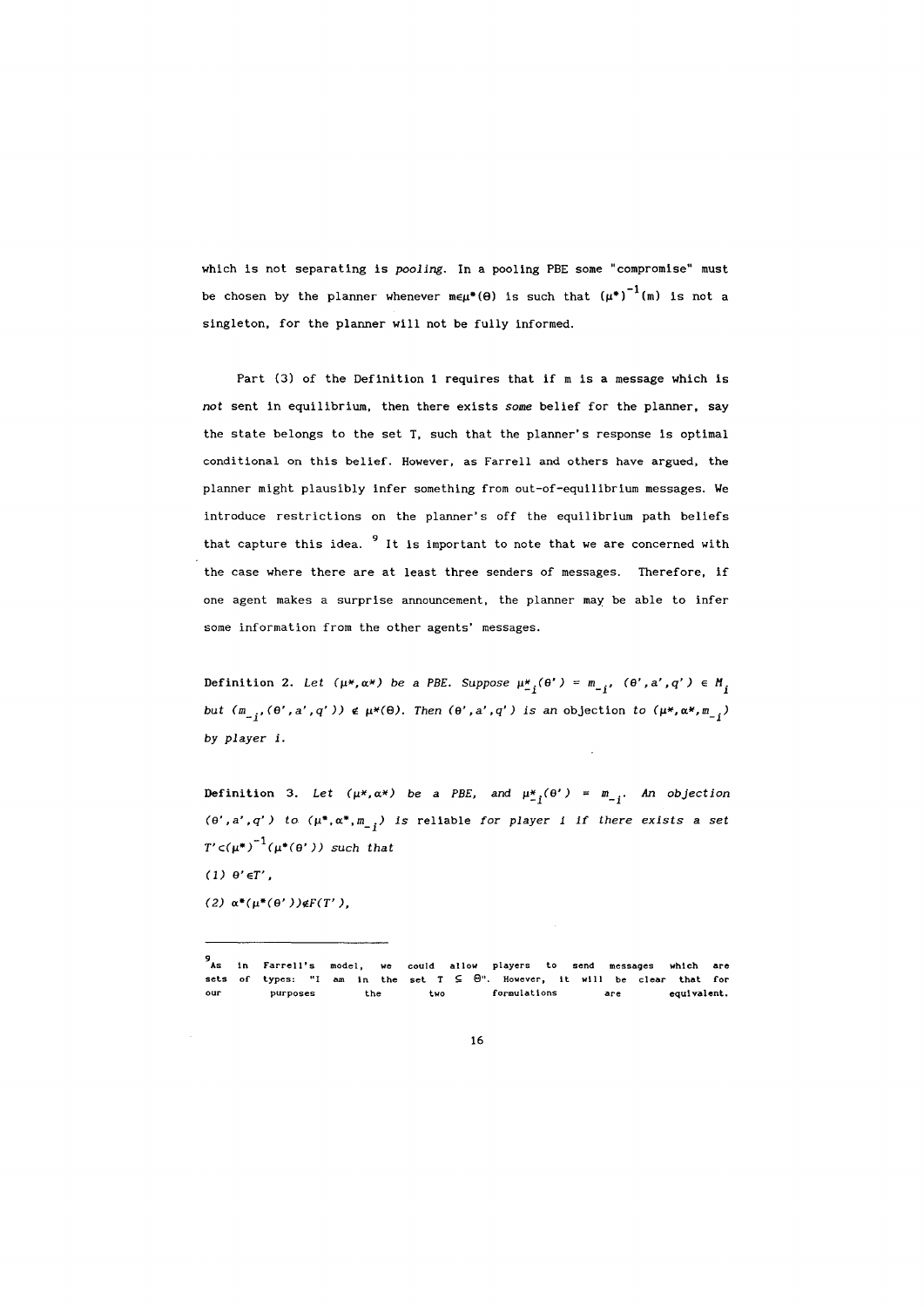which is not separating is *pooling*. In a pooling PBE some "compromise" must be chosen by the planner whenever $m \in \mu^*(\Theta)$ is such that $(\mu^*)^{-1}(m)$ is not a singleton, for the planner will not be fully informed.

Part (3) of the Definition 1 requires that if m is a message which is *not* sent in equilibrium, then there exists *some* belief for the planner, say the state belongs to the set T, such that the planner's response is optimal conditional on this belief. However, as Farrell and others have argued, the planner might plausibly infer something from out-of-equilibrium messages. We introduce restrictions on the planner's off the equilibrium path beliefs that capture this idea. [9] It is important to note that we are concerned with the case where there are at least three senders of messages. Therefore, if one agent makes a surprise announcement, the planner may be able to infer some information from the other agents' messages.

**Definition 2.** *Let $(\mu^*, \alpha^*)$ be a PBE. Suppose $\mu^*_{-i}(\theta') = m_{-i}$, $(\theta', a', q') \in M_i$ but $(m_{-i}, (\theta', a', q')) \notin \mu^*(\Theta)$. Then $(\theta', a', q')$ is an* objection *to $(\mu^*, \alpha^*, m_{-i})$ by player i.*

**Definition 3.** *Let $(\mu^*, \alpha^*)$ be a PBE, and $\mu^*_{-i}(\theta') = m_{-i}$. An objection $(\theta', a', q')$ to $(\mu^*, \alpha^*, m_{-i})$ is* reliable *for player i if there exists a set $T' \subset (\mu^*)^{-1}(\mu^*(\theta'))$ such that*

*(1) $\theta' \in T'$,*

*(2) $\alpha^*(\mu^*(\theta')) \notin F(T')$,*

---

[9] As in Farrell's model, we could allow players to send messages which are sets of types: "I am in the set $T \subseteq \Theta$". However, it will be clear that for our purposes the two formulations are equivalent.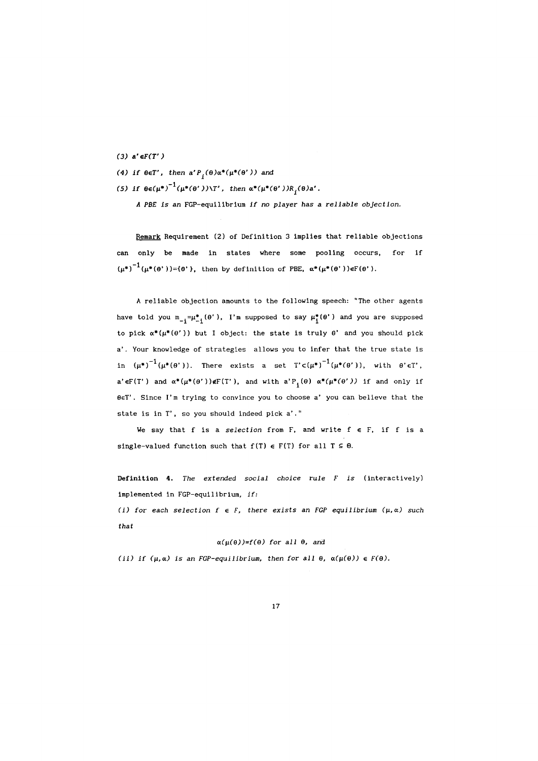*(3) $a' \in F(T')$*

*(4) if $\theta \in T'$, then $a' P_i(\theta) \alpha^*(\mu^*(\theta'))$ and*

*(5) if $\theta \in (\mu^*)^{-1}(\mu^*(\theta')) \setminus T'$, then $\alpha^*(\mu^*(\theta')) R_i(\theta) a'$.*

*A PBE is an* FGP-*equilibrium if no player has a reliable objection.*

Remark Requirement (2) of Definition 3 implies that reliable objections can only be made in states where some pooling occurs, for if $(\mu^*)^{-1}(\mu^*(\theta'))=\{\theta'\}$, then by definition of PBE, $\alpha^*(\mu^*(\theta')) \in F(\theta')$.

A reliable objection amounts to the following speech: "The other agents have told you $m_{-i}=\mu^*_{-i}(\theta')$, I'm supposed to say $\mu^*_i(\theta')$ and you are supposed to pick $\alpha^*(\mu^*(\theta'))$ but I object: the state is truly $\theta'$ and you should pick $a'$. Your knowledge of strategies allows you to infer that the true state is in $(\mu^*)^{-1}(\mu^*(\theta'))$. There exists a set $T' \subset (\mu^*)^{-1}(\mu^*(\theta'))$, with $\theta' \in T'$, $a' \in F(T')$ and $\alpha^*(\mu^*(\theta')) \notin F(T')$, and with $a' P_i(\theta)$ $\alpha^*(\mu^*(\theta'))$ if and only if $\theta \in T'$. Since I'm trying to convince you to choose $a'$ you can believe that the state is in $T'$, so you should indeed pick $a'$."

We say that $f$ is a *selection* from F, and write $f \in F$, if $f$ is a single-valued function such that $f(T) \in F(T)$ for all $T \subseteq \Theta$.

**Definition 4.** *The extended social choice rule F is* (interactively) implemented in FGP-equilibrium, *if:*

*(i) for each selection $f \in F$, there exists an FGP equilibrium $(\mu, \alpha)$ such that*

$$\alpha(\mu(\theta))=f(\theta) \text{ for all } \theta, \text{ and}$$

*(ii) if $(\mu, \alpha)$ is an FGP-equilibrium, then for all $\theta$, $\alpha(\mu(\theta)) \in F(\theta)$.*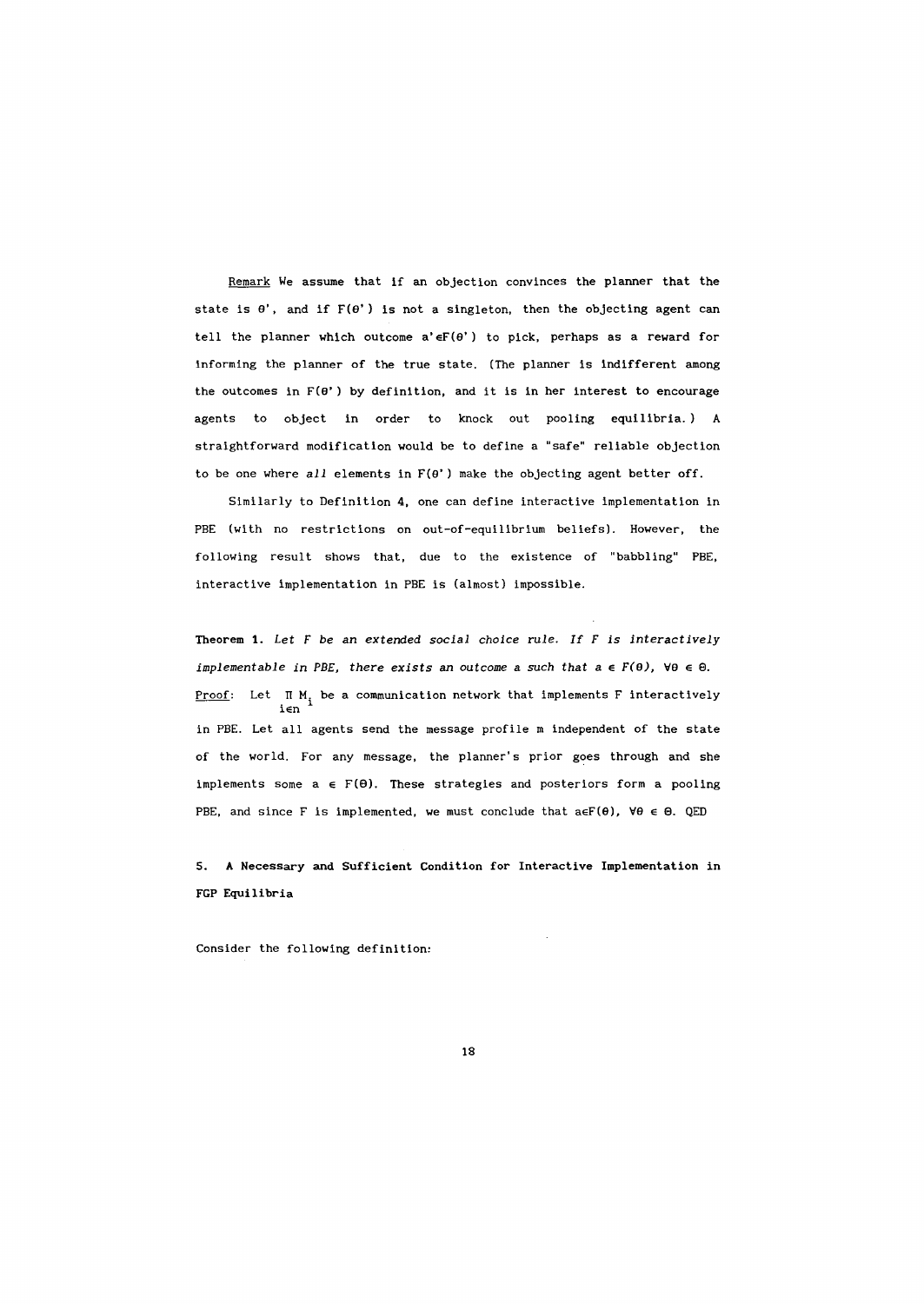<u>Remark</u> We assume that if an objection convinces the planner that the state is $\theta'$, and if $F(\theta')$ is not a singleton, then the objecting agent can tell the planner which outcome $a' \in F(\theta')$ to pick, perhaps as a reward for informing the planner of the true state. (The planner is indifferent among the outcomes in $F(\theta')$ by definition, and it is in her interest to encourage agents to object in order to knock out pooling equilibria.) A straightforward modification would be to define a "safe" reliable objection to be one where *all* elements in $F(\theta')$ make the objecting agent better off.

Similarly to Definition 4, one can define interactive implementation in PBE (with no restrictions on out-of-equilibrium beliefs). However, the following result shows that, due to the existence of "babbling" PBE, interactive implementation in PBE is (almost) impossible.

**Theorem 1.** *Let F be an extended social choice rule. If F is interactively implementable in PBE, there exists an outcome a such that $a \in F(\theta)$, $\forall \theta \in \Theta$.*

<u>Proof</u>: Let $\prod_{i \in n} M_i$ be a communication network that implements F interactively in PBE. Let all agents send the message profile m independent of the state of the world. For any message, the planner's prior goes through and she implements some $a \in F(\Theta)$. These strategies and posteriors form a pooling PBE, and since F is implemented, we must conclude that $a \in F(\theta)$, $\forall \theta \in \Theta$. QED

## 5. A Necessary and Sufficient Condition for Interactive Implementation in FGP Equilibria

Consider the following definition: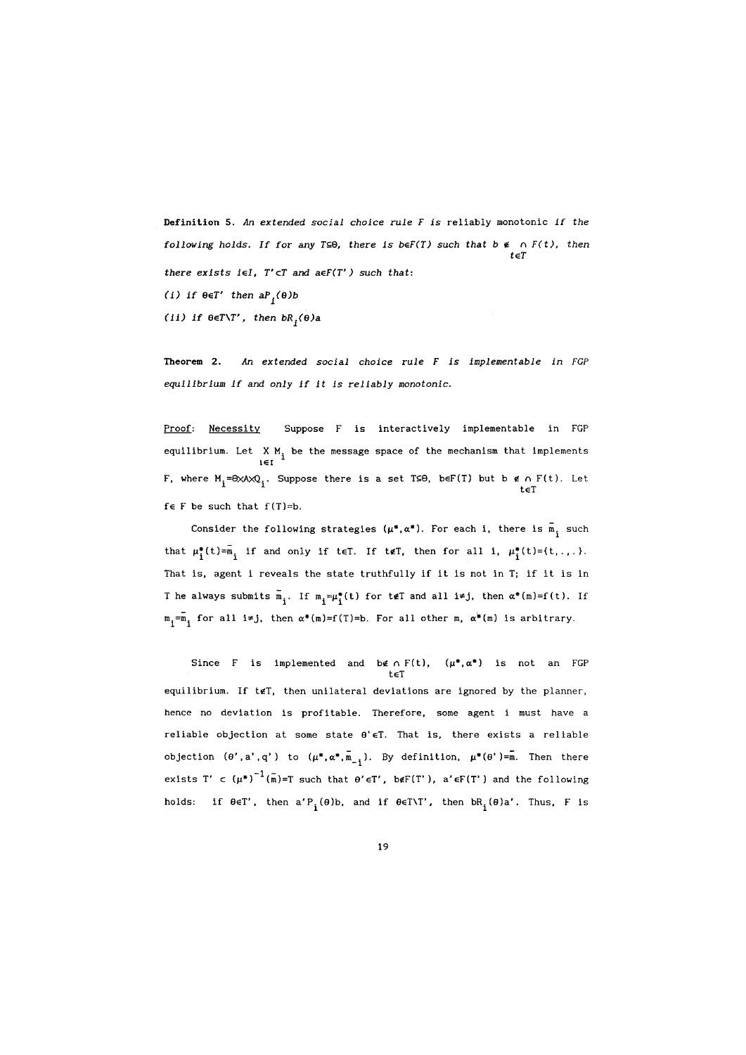**Definition 5.** *An extended social choice rule F is* reliably monotonic *if the following holds. If for any $T \subseteq \Theta$, there is $b \in F(T)$ such that $b \notin \bigcap_{t \in T} F(t)$, then there exists $i \in I$, $T' \subset T$ and $a \in F(T')$ such that:*

*(i) if $\theta \in T'$ then $aP_i(\theta)b$*

*(ii) if $\theta \in T \setminus T'$, then $bR_i(\theta)a$*

**Theorem 2.** *An extended social choice rule F is implementable in FGP equilibrium if and only if it is reliably monotonic.*

Proof: Necessity Suppose F is interactively implementable in FGP equilibrium. Let $\underset{i \in I}{X} M_i$ be the message space of the mechanism that implements F, where $M_i = \Theta \times A \times Q_i$. Suppose there is a set $T \subseteq \Theta$, $b \in F(T)$ but $b \notin \bigcap_{t \in T} F(t)$. Let $f \in F$ be such that $f(T) = b$.

Consider the following strategies $(\mu^*, \alpha^*)$. For each i, there is $\bar{m}_i$ such that $\mu^*_i(t) = \bar{m}_i$ if and only if $t \in T$. If $t \notin T$, then for all i, $\mu^*_i(t) = \{t, ., .\}$. That is, agent i reveals the state truthfully if it is not in T; if it is in T he always submits $\bar{m}_i$. If $m_i = \mu^*_i(t)$ for $t \notin T$ and all $i \neq j$, then $\alpha^*(m) = f(t)$. If $m_i = \bar{m}_i$ for all $i \neq j$, then $\alpha^*(m) = f(T) = b$. For all other m, $\alpha^*(m)$ is arbitrary.

Since F is implemented and $b \notin \bigcap_{t \in T} F(t)$, $(\mu^*, \alpha^*)$ is not an FGP equilibrium. If $t \notin T$, then unilateral deviations are ignored by the planner, hence no deviation is profitable. Therefore, some agent i must have a reliable objection at some state $\theta' \in T$. That is, there exists a reliable objection $(\theta', a', q')$ to $(\mu^*, \alpha^*, \bar{m}_{-i})$. By definition, $\mu^*(\theta') = \bar{m}$. Then there exists $T' \subset (\mu^*)^{-1}(\bar{m}) = T$ such that $\theta' \in T'$, $b \in F(T')$, $a' \in F(T')$ and the following holds: if $\theta \in T'$, then $a'P_i(\theta)b$, and if $\theta \in T \setminus T'$, then $bR_i(\theta)a'$. Thus, F is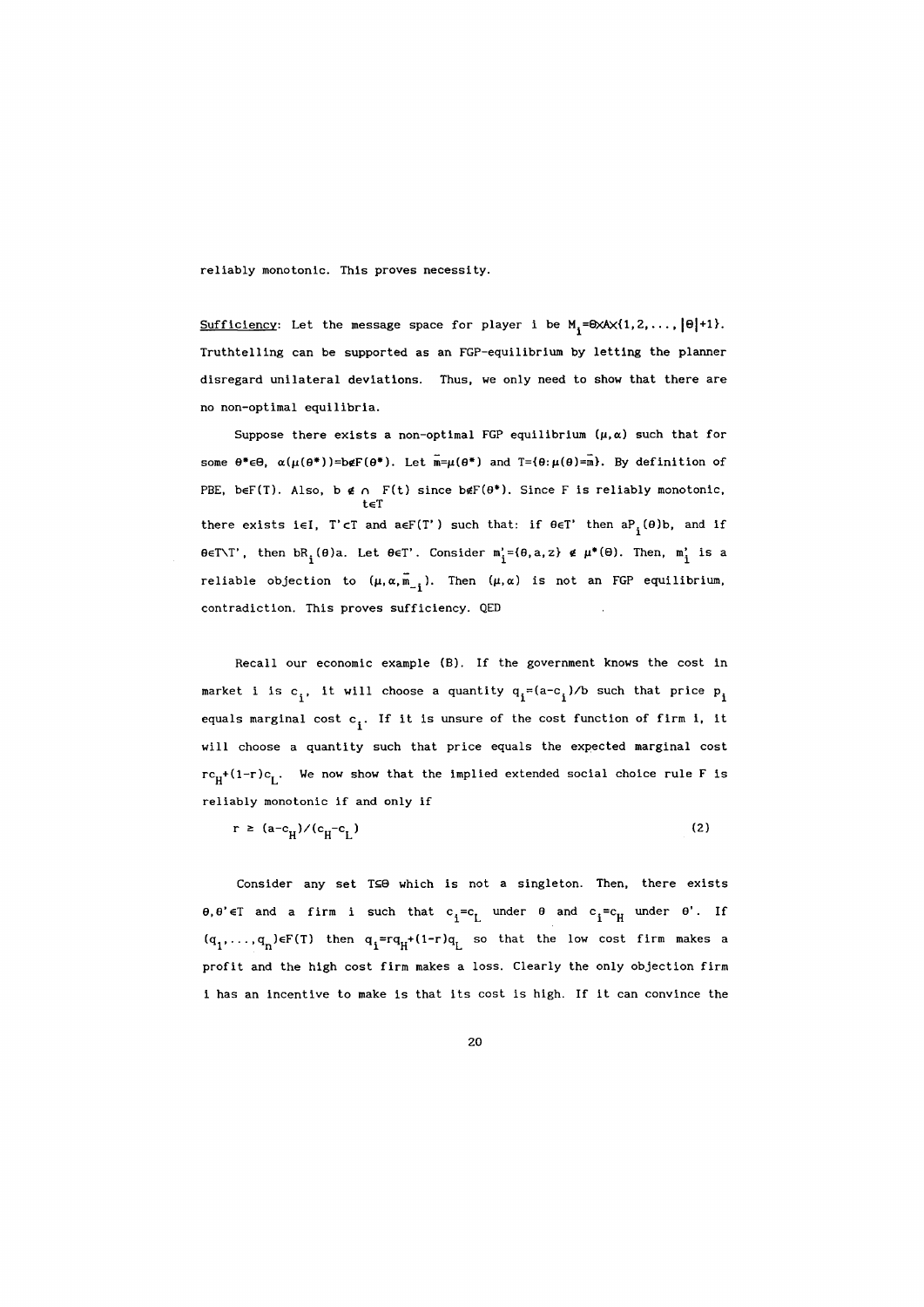reliably monotonic. This proves necessity.

<u>Sufficiency</u>: Let the message space for player i be $M_i = \Theta \times A \times \{1, 2, \ldots, |\Theta|+1\}$. Truthtelling can be supported as an FGP-equilibrium by letting the planner disregard unilateral deviations. Thus, we only need to show that there are no non-optimal equilibria.

Suppose there exists a non-optimal FGP equilibrium $(\mu, \alpha)$ such that for some $\theta^* \in \Theta$, $\alpha(\mu(\theta^*)) = b \notin F(\theta^*)$. Let $\bar{m} = \mu(\theta^*)$ and $T = \{\theta : \mu(\theta) = \bar{m}\}$. By definition of PBE, $b \in F(T)$. Also, $b \notin \bigcap_{t \in T} F(t)$ since $b \notin F(\theta^*)$. Since F is reliably monotonic, there exists $i \in I$, $T' \subset T$ and $a \in F(T')$ such that: if $\theta \in T'$ then $aP_i(\theta)b$, and if $\theta \in T \setminus T'$, then $bR_i(\theta)a$. Let $\theta \in T'$. Consider $m_i' = (\theta, a, z) \notin \mu^*(\theta)$. Then, $m_i'$ is a reliable objection to $(\mu, \alpha, \bar{m}_{-i})$. Then $(\mu, \alpha)$ is not an FGP equilibrium, contradiction. This proves sufficiency. QED

Recall our economic example (B). If the government knows the cost in market i is $c_i$, it will choose a quantity $q_i = (a - c_i)/b$ such that price $p_i$ equals marginal cost $c_i$. If it is unsure of the cost function of firm i, it will choose a quantity such that price equals the expected marginal cost $rc_H + (1-r)c_L$. We now show that the implied extended social choice rule F is reliably monotonic if and only if

$$r \geq (a - c_H)/(c_H - c_L) \tag{2}$$

Consider any set $T \subseteq \Theta$ which is not a singleton. Then, there exists $\theta, \theta' \in T$ and a firm i such that $c_i = c_L$ under $\theta$ and $c_i = c_H$ under $\theta'$. If $(q_1, \ldots, q_n) \in F(T)$ then $q_i = rq_H + (1-r)q_L$ so that the low cost firm makes a profit and the high cost firm makes a loss. Clearly the only objection firm i has an incentive to make is that its cost is high. If it can convince the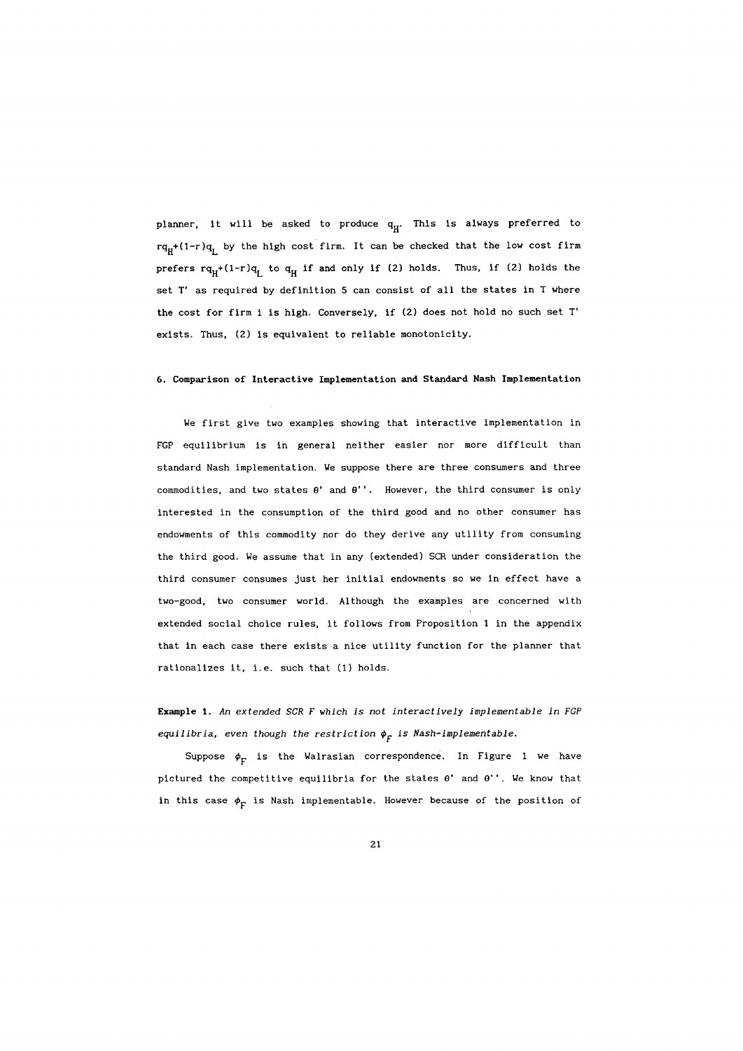planner, it will be asked to produce $q_H$. This is always preferred to $rq_H+(1-r)q_L$ by the high cost firm. It can be checked that the low cost firm prefers $rq_H+(1-r)q_L$ to $q_H$ if and only if (2) holds. Thus, if (2) holds the set T' as required by definition 5 can consist of all the states in T where the cost for firm i is high. Conversely, if (2) does not hold no such set T' exists. Thus, (2) is equivalent to reliable monotonicity.

### 6. Comparison of Interactive Implementation and Standard Nash Implementation

We first give two examples showing that interactive implementation in FGP equilibrium is in general neither easier nor more difficult than standard Nash implementation. We suppose there are three consumers and three commodities, and two states $\theta'$ and $\theta''$. However, the third consumer is only interested in the consumption of the third good and no other consumer has endowments of this commodity nor do they derive any utility from consuming the third good. We assume that in any (extended) SCR under consideration the third consumer consumes just her initial endowments so we in effect have a two-good, two consumer world. Although the examples are concerned with extended social choice rules, it follows from Proposition 1 in the appendix that in each case there exists a nice utility function for the planner that rationalizes it, i.e. such that (1) holds.

**Example 1.** *An extended SCR F which is not interactively implementable in FGP equilibria, even though the restriction $\phi_F$ is Nash-implementable.*

Suppose $\phi_F$ is the Walrasian correspondence. In Figure 1 we have pictured the competitive equilibria for the states $\theta'$ and $\theta''$. We know that in this case $\phi_F$ is Nash implementable. However because of the position of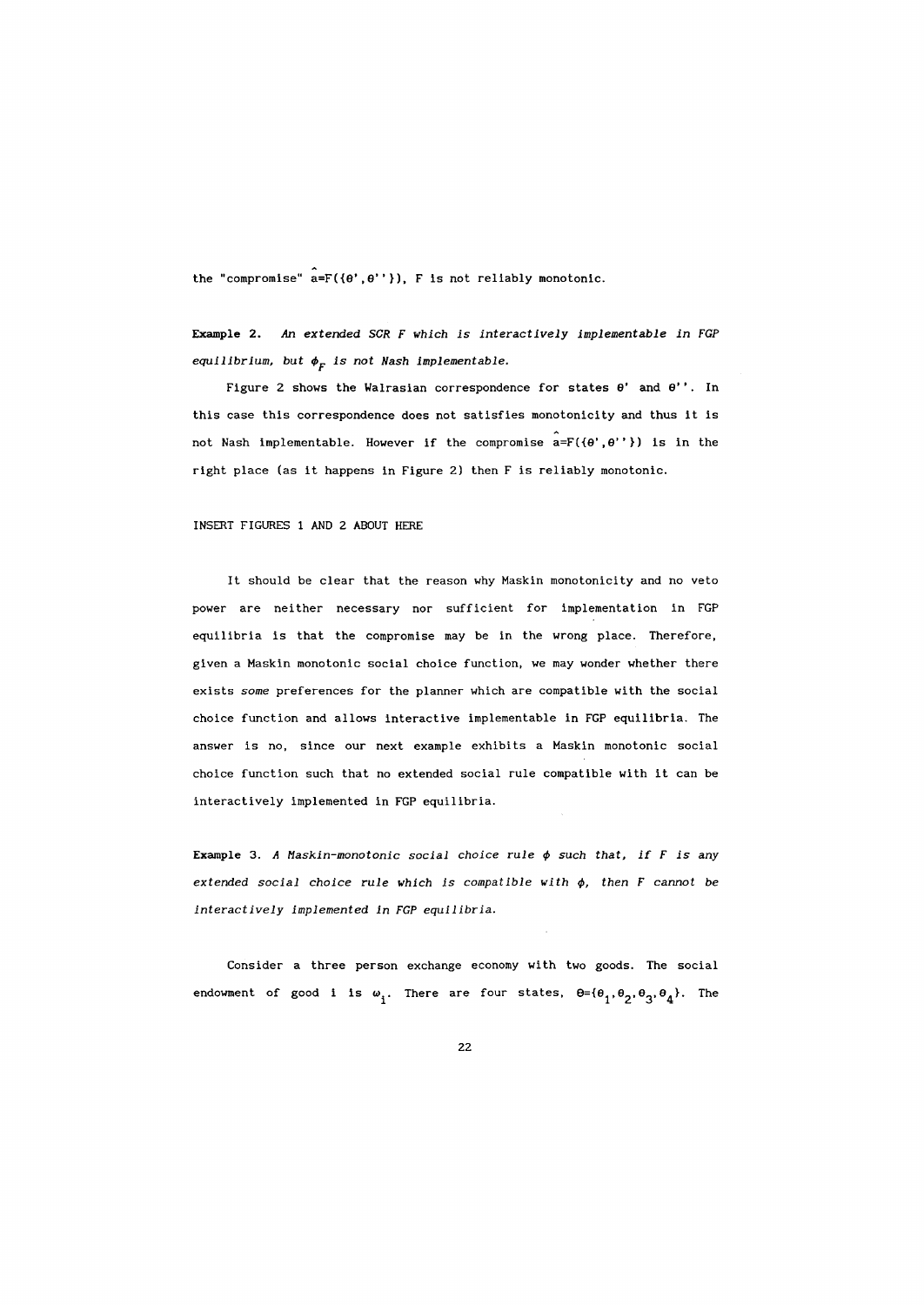the "compromise" $\hat{a}=F(\{\theta',\theta''\})$, F is not reliably monotonic.

**Example 2.** *An extended SCR F which is interactively implementable in FGP equilibrium, but $\phi_F$ is not Nash implementable.*

Figure 2 shows the Walrasian correspondence for states $\theta'$ and $\theta''$. In this case this correspondence does not satisfies monotonicity and thus it is not Nash implementable. However if the compromise $\hat{a}=F(\{\theta',\theta''\})$ is in the right place (as it happens in Figure 2) then F is reliably monotonic.

INSERT FIGURES 1 AND 2 ABOUT HERE

It should be clear that the reason why Maskin monotonicity and no veto power are neither necessary nor sufficient for implementation in FGP equilibria is that the compromise may be in the wrong place. Therefore, given a Maskin monotonic social choice function, we may wonder whether there exists *some* preferences for the planner which are compatible with the social choice function and allows interactive implementable in FGP equilibria. The answer is no, since our next example exhibits a Maskin monotonic social choice function such that no extended social rule compatible with it can be interactively implemented in FGP equilibria.

**Example 3.** *A Maskin-monotonic social choice rule $\phi$ such that, if F is any extended social choice rule which is compatible with $\phi$, then F cannot be interactively implemented in FGP equilibria.*

Consider a three person exchange economy with two goods. The social endowment of good i is $\omega_i$. There are four states, $\Theta=\{\theta_1,\theta_2,\theta_3,\theta_4\}$. The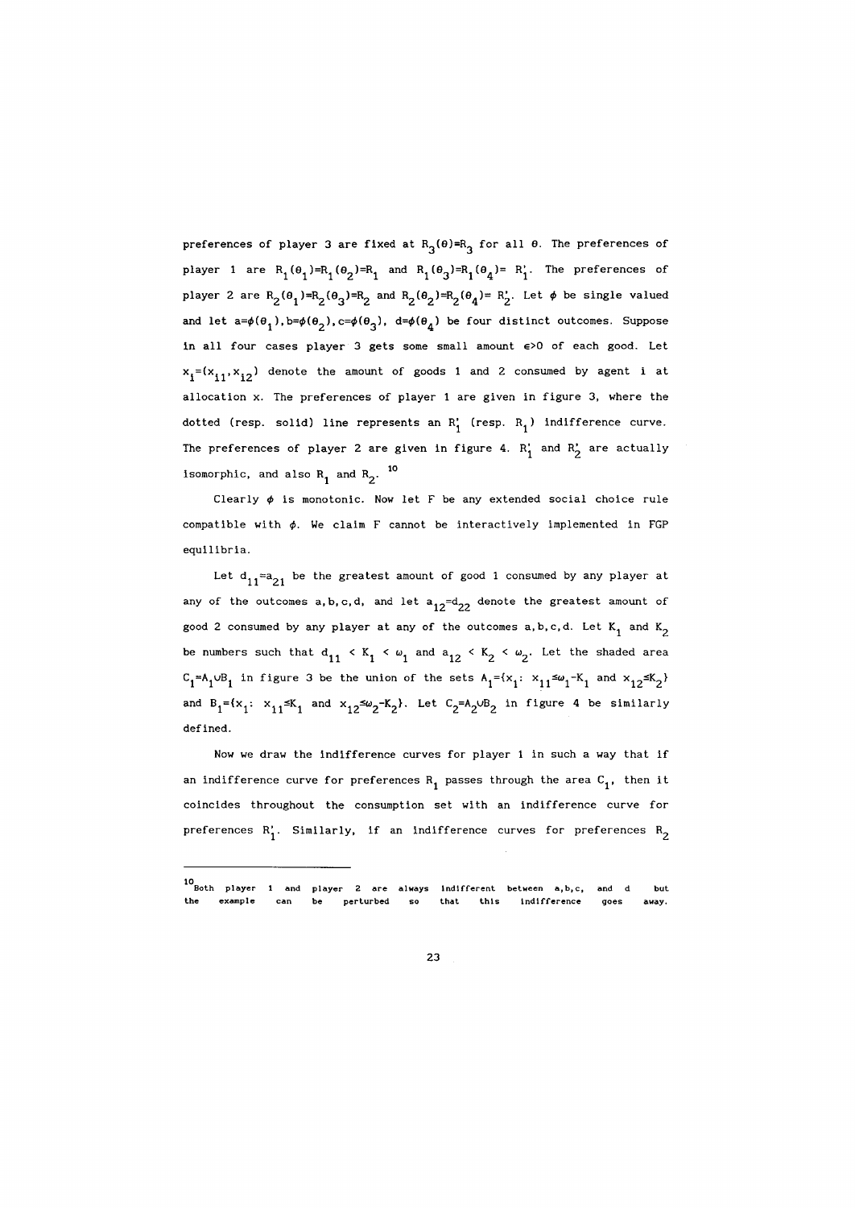preferences of player 3 are fixed at $R_3(\theta)=R_3$ for all $\theta$. The preferences of player 1 are $R_1(\theta_1)=R_1(\theta_2)=R_1$ and $R_1(\theta_3)=R_1(\theta_4)= R_1'$. The preferences of player 2 are $R_2(\theta_1)=R_2(\theta_3)=R_2$ and $R_2(\theta_2)=R_2(\theta_4)= R_2'$. Let $\phi$ be single valued and let $a=\phi(\theta_1), b=\phi(\theta_2), c=\phi(\theta_3), d=\phi(\theta_4)$ be four distinct outcomes. Suppose in all four cases player 3 gets some small amount $\epsilon>0$ of each good. Let $x_i=(x_{i1},x_{i2})$ denote the amount of goods 1 and 2 consumed by agent i at allocation x. The preferences of player 1 are given in figure 3, where the dotted (resp. solid) line represents an $R_1'$ (resp. $R_1$) indifference curve. The preferences of player 2 are given in figure 4. $R_1'$ and $R_2'$ are actually isomorphic, and also $R_1$ and $R_2$. [10]

Clearly $\phi$ is monotonic. Now let F be any extended social choice rule compatible with $\phi$. We claim F cannot be interactively implemented in FGP equilibria.

Let $d_{11}=a_{21}$ be the greatest amount of good 1 consumed by any player at any of the outcomes a,b,c,d, and let $a_{12}=d_{22}$ denote the greatest amount of good 2 consumed by any player at any of the outcomes a,b,c,d. Let $K_1$ and $K_2$ be numbers such that $d_{11} < K_1 < \omega_1$ and $a_{12} < K_2 < \omega_2$. Let the shaded area $C_1=A_1\cup B_1$ in figure 3 be the union of the sets $A_1=\{x_1\colon\ x_{11}\le\omega_1-K_1$ and $x_{12}\le K_2\}$ and $B_1=\{x_1\colon\ x_{11}\le K_1$ and $x_{12}\le\omega_2-K_2\}$. Let $C_2=A_2\cup B_2$ in figure 4 be similarly defined.

Now we draw the indifference curves for player 1 in such a way that if an indifference curve for preferences $R_1$ passes through the area $C_1$, then it coincides throughout the consumption set with an indifference curve for preferences $R_1'$. Similarly, if an indifference curves for preferences $R_2$

---

[10] Both player 1 and player 2 are always indifferent between a,b,c, and d but the example can be perturbed so that this indifference goes away.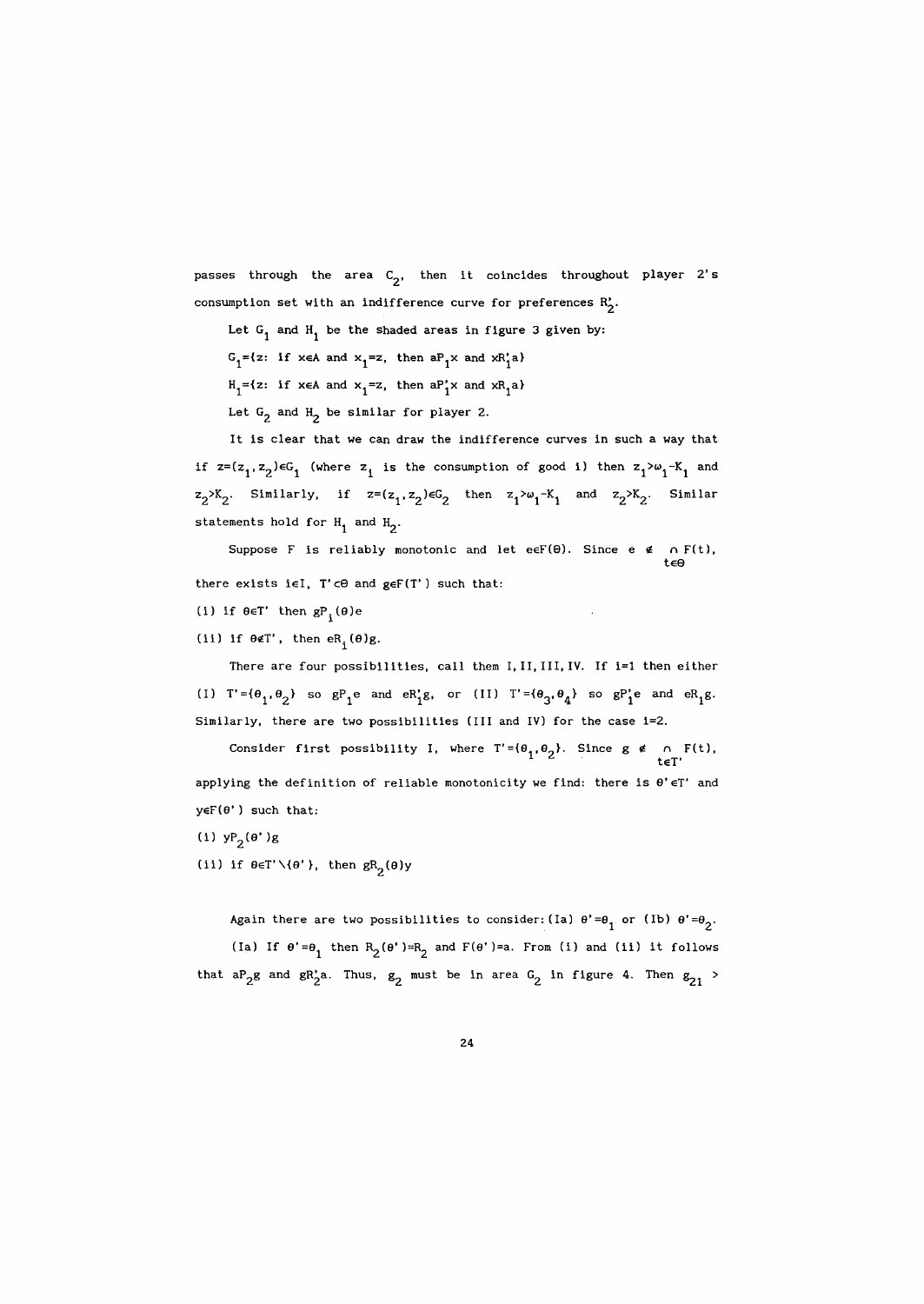passes through the area $C_2$, then it coincides throughout player 2's consumption set with an indifference curve for preferences $R_2'$.

Let $G_1$ and $H_1$ be the shaded areas in figure 3 given by:

$G_1=\{z$: if $x\in A$ and $x_1=z$, then $aP_1x$ and $xR_1'a\}$

$H_1=\{z$: if $x\in A$ and $x_1=z$, then $aP_1'x$ and $xR_1a\}$

Let $G_2$ and $H_2$ be similar for player 2.

It is clear that we can draw the indifference curves in such a way that if $z=(z_1,z_2)\in G_1$ (where $z_1$ is the consumption of good 1) then $z_1>\omega_1-K_1$ and $z_2>K_2$. Similarly, if $z=(z_1,z_2)\in G_2$ then $z_1>\omega_1-K_1$ and $z_2>K_2$. Similar statements hold for $H_1$ and $H_2$.

Suppose F is reliably monotonic and let $e\in F(\Theta)$. Since $e \notin \bigcap_{t\in\Theta} F(t)$, there exists $i\in I$, $T'\subset\Theta$ and $g\in F(T')$ such that:

(i) if $\theta\in T'$ then $gP_i(\theta)e$

(ii) if $\theta\notin T'$, then $eR_i(\theta)g$.

There are four possibilities, call them I, II, III, IV. If i=1 then either (I) $T'=\{\theta_1,\theta_2\}$ so $gP_1e$ and $eR_1'g$, or (II) $T'=\{\theta_3,\theta_4\}$ so $gP_1'e$ and $eR_1g$. Similarly, there are two possibilities (III and IV) for the case i=2.

Consider first possibility I, where $T'=\{\theta_1,\theta_2\}$. Since $g \notin \bigcap_{t\in T'} F(t)$, applying the definition of reliable monotonicity we find: there is $\theta'\in T'$ and $y\in F(\theta')$ such that:

(i) $yP_2(\theta')g$

(ii) if $\theta\in T'\setminus\{\theta'\}$, then $gR_2(\theta)y$

Again there are two possibilities to consider: (Ia) $\theta'=\theta_1$ or (Ib) $\theta'=\theta_2$.

(Ia) If $\theta'=\theta_1$ then $R_2(\theta')=R_2$ and $F(\theta')=a$. From (i) and (ii) it follows that $aP_2g$ and $gR_2'a$. Thus, $g_2$ must be in area $G_2$ in figure 4. Then $g_{21}$ >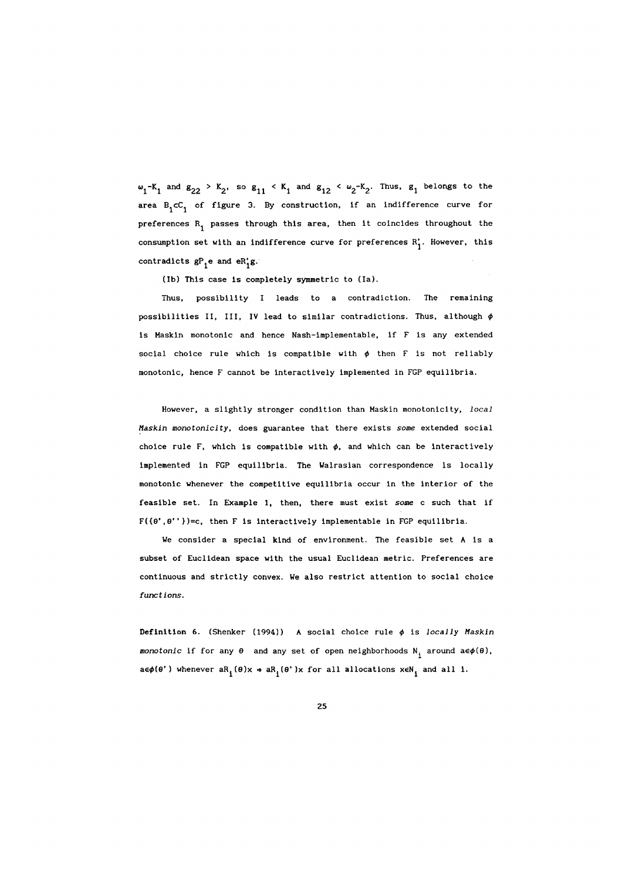$\omega_1$-$K_1$ and $g_{22} > K_2$, so $g_{11} < K_1$ and $g_{12} < \omega_2$-$K_2$. Thus, $g_1$ belongs to the area $B_1cC_1$ of figure 3. By construction, if an indifference curve for preferences $R_1$ passes through this area, then it coincides throughout the consumption set with an indifference curve for preferences $R_1'$. However, this contradicts $gP_1e$ and $eR_1'g$.

(Ib) This case is completely symmetric to (Ia).

Thus, possibility I leads to a contradiction. The remaining possibilities II, III, IV lead to similar contradictions. Thus, although $\phi$ is Maskin monotonic and hence Nash-implementable, if F is any extended social choice rule which is compatible with $\phi$ then F is not reliably monotonic, hence F cannot be interactively implemented in FGP equilibria.

However, a slightly stronger condition than Maskin monotonicity, *local Maskin monotonicity*, does guarantee that there exists *some* extended social choice rule F, which is compatible with $\phi$, and which can be interactively implemented in FGP equilibria. The Walrasian correspondence is locally monotonic whenever the competitive equilibria occur in the interior of the feasible set. In Example 1, then, there must exist *some* c such that if $F(\{\theta',\theta''\})=c$, then F is interactively implementable in FGP equilibria.

We consider a special kind of environment. The feasible set A is a subset of Euclidean space with the usual Euclidean metric. Preferences are continuous and strictly convex. We also restrict attention to social choice *functions*.

**Definition 6.** (Shenker (1994)) A social choice rule $\phi$ is *locally Maskin monotonic* if for any $\theta$ and any set of open neighborhoods $N_i$ around $a\in\phi(\theta)$, $a\in\phi(\theta')$ whenever $aR_i(\theta)x \Rightarrow aR_i(\theta')x$ for all allocations $x\in N_i$ and all i.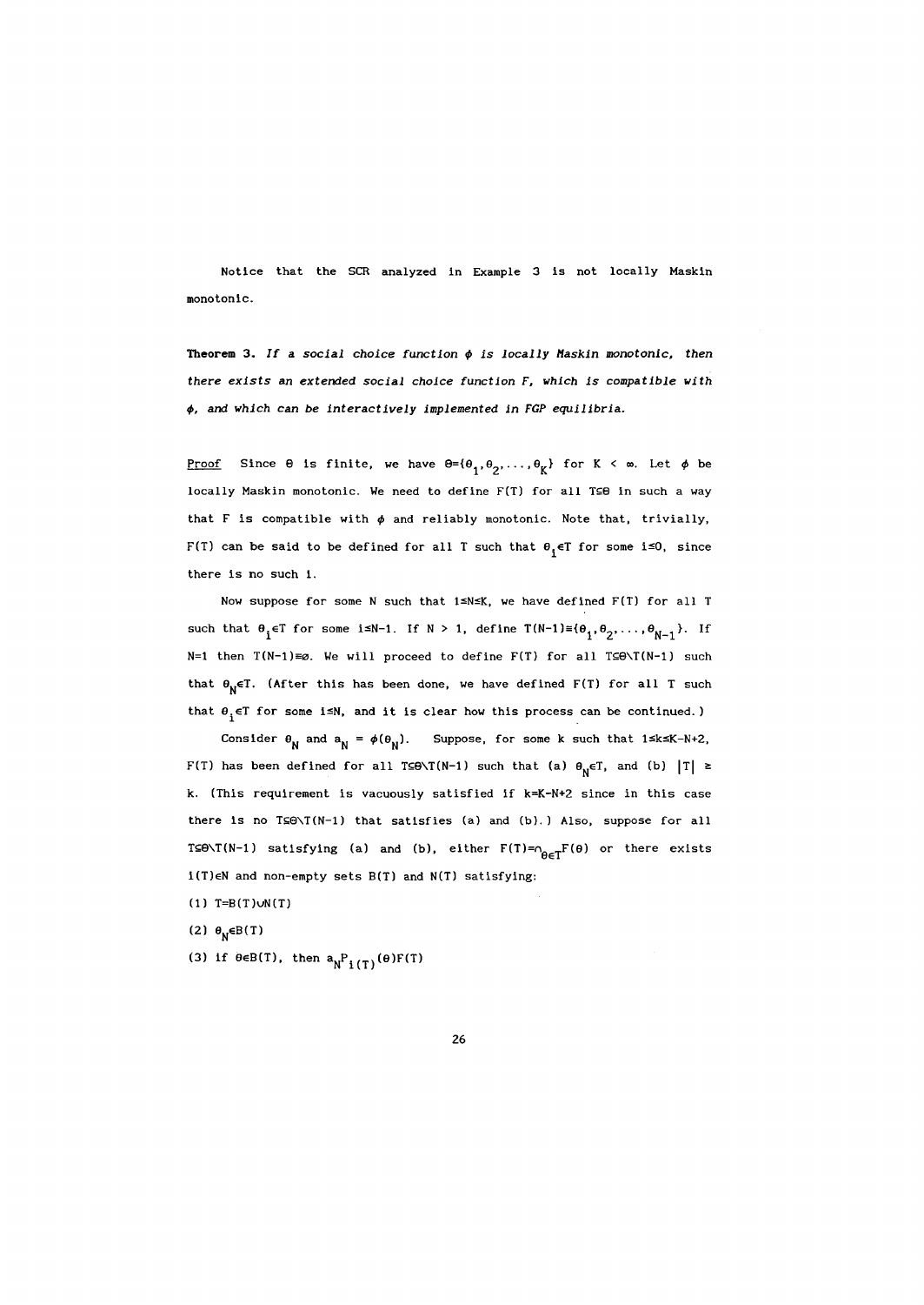Notice that the SCR analyzed in Example 3 is not locally Maskin monotonic.

**Theorem 3.** *If a social choice function $\phi$ is locally Maskin monotonic, then there exists an extended social choice function F, which is compatible with $\phi$, and which can be interactively implemented in FGP equilibria.*

<u>Proof</u> Since $\Theta$ is finite, we have $\Theta=\{\theta_1,\theta_2,\ldots,\theta_K\}$ for $K < \infty$. Let $\phi$ be locally Maskin monotonic. We need to define $F(T)$ for all $T\subseteq\Theta$ in such a way that F is compatible with $\phi$ and reliably monotonic. Note that, trivially, $F(T)$ can be said to be defined for all T such that $\theta_i\in T$ for some $i\leq 0$, since there is no such i.

Now suppose for some N such that $1\leq N\leq K$, we have defined $F(T)$ for all T such that $\theta_i\in T$ for some $i\leq N-1$. If $N > 1$, define $T(N-1)\equiv\{\theta_1,\theta_2,\ldots,\theta_{N-1}\}$. If $N=1$ then $T(N-1)\equiv\emptyset$. We will proceed to define $F(T)$ for all $T\subseteq\Theta\backslash T(N-1)$ such that $\theta_N\in T$. (After this has been done, we have defined $F(T)$ for all T such that $\theta_i\in T$ for some $i\leq N$, and it is clear how this process can be continued.)

Consider $\theta_N$ and $a_N = \phi(\theta_N)$. Suppose, for some k such that $1\leq k\leq K-N+2$, $F(T)$ has been defined for all $T\subseteq\Theta\backslash T(N-1)$ such that (a) $\theta_N\in T$, and (b) $|T| \geq k$. (This requirement is vacuously satisfied if $k=K-N+2$ since in this case there is no $T\subseteq\Theta\backslash T(N-1)$ that satisfies (a) and (b).) Also, suppose for all $T\subseteq\Theta\backslash T(N-1)$ satisfying (a) and (b), either $F(T)=\cap_{\theta\in T}F(\theta)$ or there exists $i(T)\in N$ and non-empty sets $B(T)$ and $N(T)$ satisfying:

(1) $T=B(T)\cup N(T)$

(2) $\theta_N\in B(T)$

(3) if $\theta\in B(T)$, then $a_N P_{i(T)}(\theta)F(T)$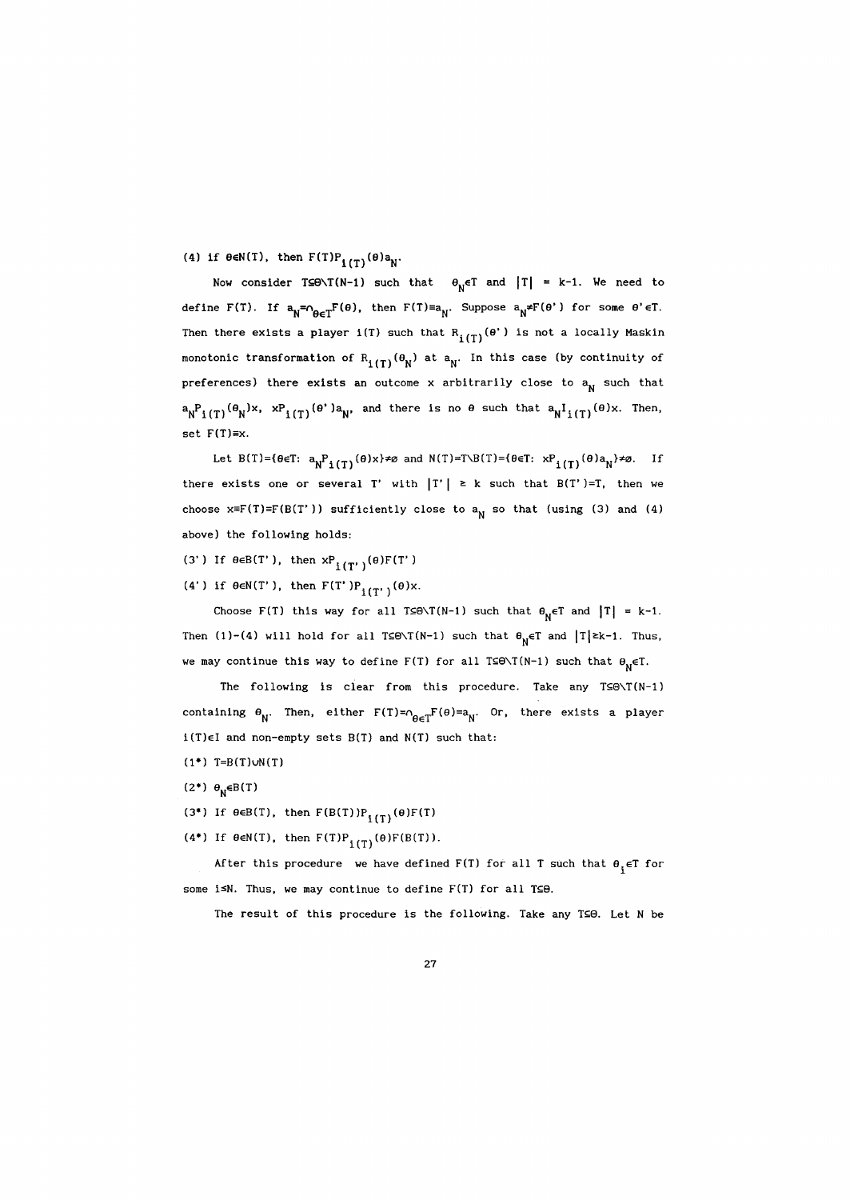(4) if $\theta \in N(T)$, then $F(T)P_{i(T)}(\theta)a_N$.

Now consider $T \subseteq \Theta \setminus T(N-1)$ such that $\theta_N \in T$ and $|T| = k-1$. We need to define $F(T)$. If $a_N = \cap_{\theta \in T} F(\theta)$, then $F(T) \equiv a_N$. Suppose $a_N \neq F(\theta')$ for some $\theta' \in T$. Then there exists a player $i(T)$ such that $R_{i(T)}(\theta')$ is not a locally Maskin monotonic transformation of $R_{i(T)}(\theta_N)$ at $a_N$. In this case (by continuity of preferences) there exists an outcome x arbitrarily close to $a_N$ such that $a_N P_{i(T)}(\theta_N)x$, $xP_{i(T)}(\theta')a_N$, and there is no $\theta$ such that $a_N I_{i(T)}(\theta)x$. Then, set $F(T) \equiv x$.

Let $B(T) = \{\theta \in T\colon a_N P_{i(T)}(\theta)x\} \neq \varnothing$ and $N(T) = T \setminus B(T) = \{\theta \in T\colon xP_{i(T)}(\theta)a_N\} \neq \varnothing$. If there exists one or several $T'$ with $|T'| \geq k$ such that $B(T') = T$, then we choose $x \equiv F(T) \equiv F(B(T'))$ sufficiently close to $a_N$ so that (using (3) and (4) above) the following holds:

(3') If $\theta \in B(T')$, then $xP_{i(T')}(\theta)F(T')$

(4') if $\theta \in N(T')$, then $F(T')P_{i(T')}(\theta)x$.

Choose $F(T)$ this way for all $T \subseteq \Theta \setminus T(N-1)$ such that $\theta_N \in T$ and $|T| = k-1$. Then (1)-(4) will hold for all $T \subseteq \Theta \setminus T(N-1)$ such that $\theta_N \in T$ and $|T| \geq k-1$. Thus, we may continue this way to define $F(T)$ for all $T \subseteq \Theta \setminus T(N-1)$ such that $\theta_N \in T$.

The following is clear from this procedure. Take any $T \subseteq \Theta \setminus T(N-1)$ containing $\theta_N$. Then, either $F(T) = \cap_{\theta \in T} F(\theta) = a_N$. Or, there exists a player $i(T) \in I$ and non-empty sets $B(T)$ and $N(T)$ such that:

(1*) $T = B(T) \cup N(T)$

(2*) $\theta_N \in B(T)$

(3*) If $\theta \in B(T)$, then $F(B(T))P_{i(T)}(\theta)F(T)$

(4*) If $\theta \in N(T)$, then $F(T)P_{i(T)}(\theta)F(B(T))$.

After this procedure we have defined $F(T)$ for all $T$ such that $\theta_i \in T$ for some $i \leq N$. Thus, we may continue to define $F(T)$ for all $T \subseteq \Theta$.

The result of this procedure is the following. Take any $T \subseteq \Theta$. Let N be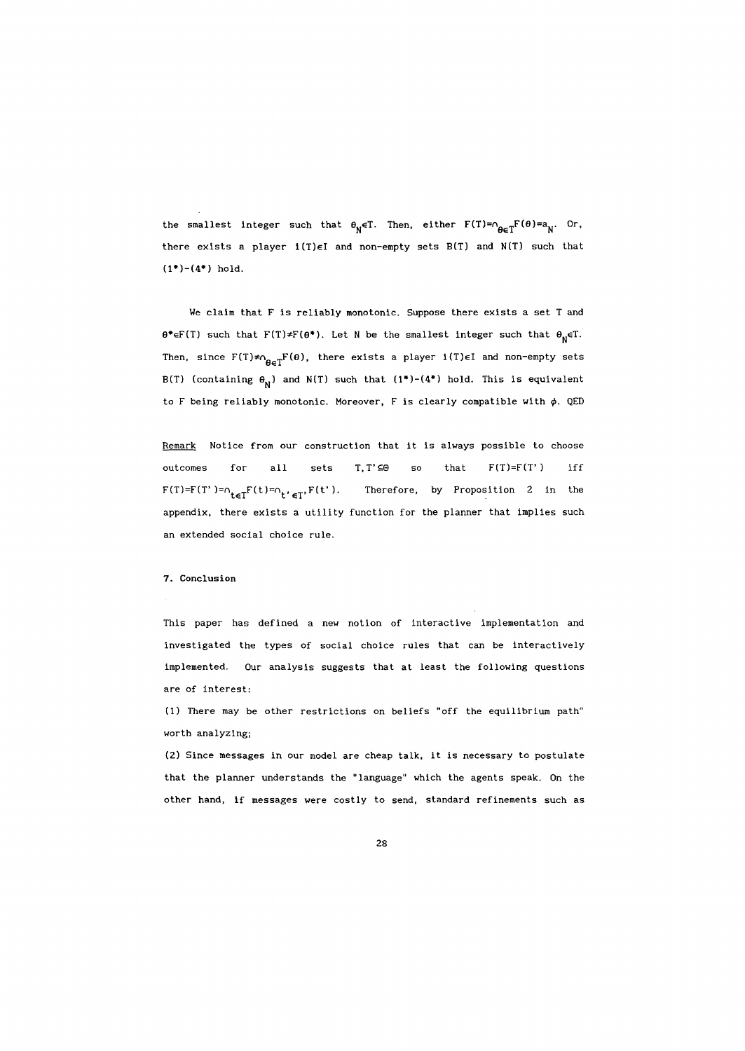the smallest integer such that $\theta_N \in T$. Then, either $F(T)=\cap_{\theta \in T} F(\theta)=a_N$. Or, there exists a player $i(T) \in I$ and non-empty sets $B(T)$ and $N(T)$ such that (1*)-(4*) hold.

We claim that F is reliably monotonic. Suppose there exists a set T and $\theta^* \in F(T)$ such that $F(T) \neq F(\theta^*)$. Let N be the smallest integer such that $\theta_N \in T$. Then, since $F(T) \neq \cap_{\theta \in T} F(\theta)$, there exists a player $i(T) \in I$ and non-empty sets $B(T)$ (containing $\theta_N$) and $N(T)$ such that (1*)-(4*) hold. This is equivalent to F being reliably monotonic. Moreover, F is clearly compatible with $\phi$. QED

Remark Notice from our construction that it is always possible to choose outcomes for all sets $T, T' \subseteq \Theta$ so that $F(T)=F(T')$ iff $F(T)=F(T')=\cap_{t \in T} F(t)=\cap_{t' \in T'} F(t')$. Therefore, by Proposition 2 in the appendix, there exists a utility function for the planner that implies such an extended social choice rule.

## 7. Conclusion

This paper has defined a new notion of interactive implementation and investigated the types of social choice rules that can be interactively implemented. Our analysis suggests that at least the following questions are of interest:

(1) There may be other restrictions on beliefs "off the equilibrium path" worth analyzing;

(2) Since messages in our model are cheap talk, it is necessary to postulate that the planner understands the "language" which the agents speak. On the other hand, if messages were costly to send, standard refinements such as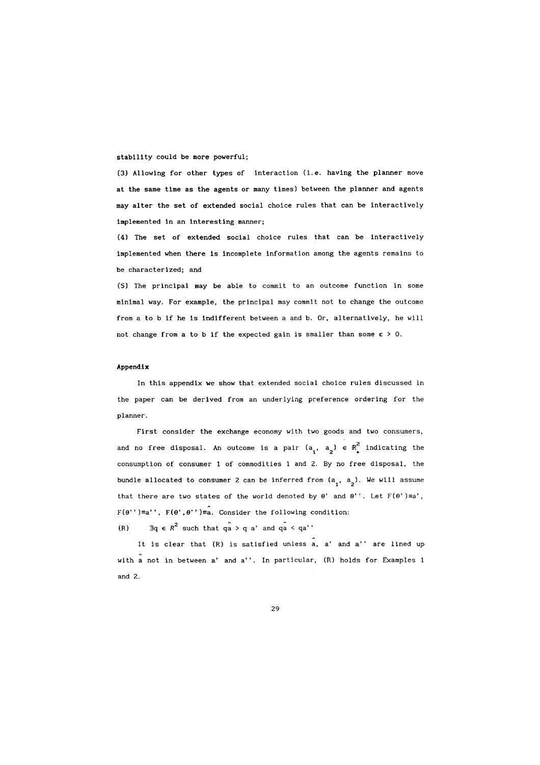stability could be more powerful;

(3) Allowing for other types of interaction (i.e. having the planner move at the same time as the agents or many times) between the planner and agents may alter the set of extended social choice rules that can be interactively implemented in an interesting manner;

(4) The set of extended social choice rules that can be interactively implemented when there is incomplete information among the agents remains to be characterized; and

(5) The principal may be able to commit to an outcome function in some minimal way. For example, the principal may commit not to change the outcome from a to b if he is indifferent between a and b. Or, alternatively, he will not change from a to b if the expected gain is smaller than some $\varepsilon > 0$.

**Appendix**

In this appendix we show that extended social choice rules discussed in the paper can be derived from an underlying preference ordering for the planner.

First consider the exchange economy with two goods and two consumers, and no free disposal. An outcome is a pair $(a_1, a_2) \in \mathbb{R}^2_+$ indicating the consumption of consumer 1 of commodities 1 and 2. By no free disposal, the bundle allocated to consumer 2 can be inferred from $(a_1, a_2)$. We will assume that there are two states of the world denoted by $\theta'$ and $\theta''$. Let $F(\theta')\equiv a'$, $F(\theta'')\equiv a''$, $F(\theta',\theta'')\equiv \hat{a}$. Consider the following condition:

(R) $\quad \exists q \in R^2$ such that $q\hat{a} > q\, a'$ and $q\hat{a} < qa''$

It is clear that (R) is satisfied unless $\hat{a}$, $a'$ and $a''$ are lined up with $\hat{a}$ not in between $a'$ and $a''$. In particular, (R) holds for Examples 1 and 2.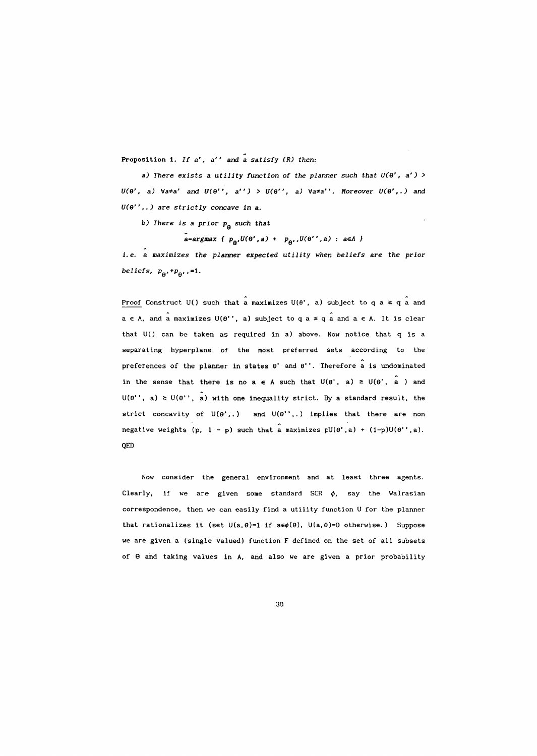**Proposition 1.** *If $a'$, $a''$ and $\hat{a}$ satisfy (R) then:*

*a) There exists a utility function of the planner such that $U(\theta', a') > U(\theta', a)$ $\forall a \neq a'$ and $U(\theta'', a'') > U(\theta'', a)$ $\forall a \neq a''$. Moreover $U(\theta', .)$ and $U(\theta'', .)$ are strictly concave in a.*

*b) There is a prior $p_\theta$ such that*

$$\hat{a} = \text{argmax} \; \{ \; p_{\theta'} U(\theta', a) + p_{\theta''} U(\theta'', a) \; : \; a \in A \; \}$$

*i.e. $\hat{a}$ maximizes the planner expected utility when beliefs are the prior beliefs, $p_{\theta'} + p_{\theta''} = 1$.*

<u>Proof</u> Construct U() such that $\hat{a}$ maximizes $U(\theta', a)$ subject to $q\,a \geq q\,\hat{a}$ and $a \in A$, and $\hat{a}$ maximizes $U(\theta'', a)$ subject to $q\,a \leq q\,\hat{a}$ and $a \in A$. It is clear that U() can be taken as required in a) above. Now notice that q is a separating hyperplane of the most preferred sets according to the preferences of the planner in states $\theta'$ and $\theta''$. Therefore $\hat{a}$ is undominated in the sense that there is no $a \in A$ such that $U(\theta', a) \geq U(\theta', \hat{a})$ and $U(\theta'', a) \geq U(\theta'', \hat{a})$ with one inequality strict. By a standard result, the strict concavity of $U(\theta', .)$ and $U(\theta'', .)$ implies that there are non negative weights $(p, 1 - p)$ such that $\hat{a}$ maximizes $pU(\theta', a) + (1-p)U(\theta'', a)$.
QED

Now consider the general environment and at least three agents. Clearly, if we are given some standard SCR $\phi$, say the Walrasian correspondence, then we can easily find a utility function U for the planner that rationalizes it (set $U(a, \theta) = 1$ if $a \in \phi(\theta)$, $U(a, \theta) = 0$ otherwise.) Suppose we are given a (single valued) function F defined on the set of all subsets of $\Theta$ and taking values in A, and also we are given a prior probability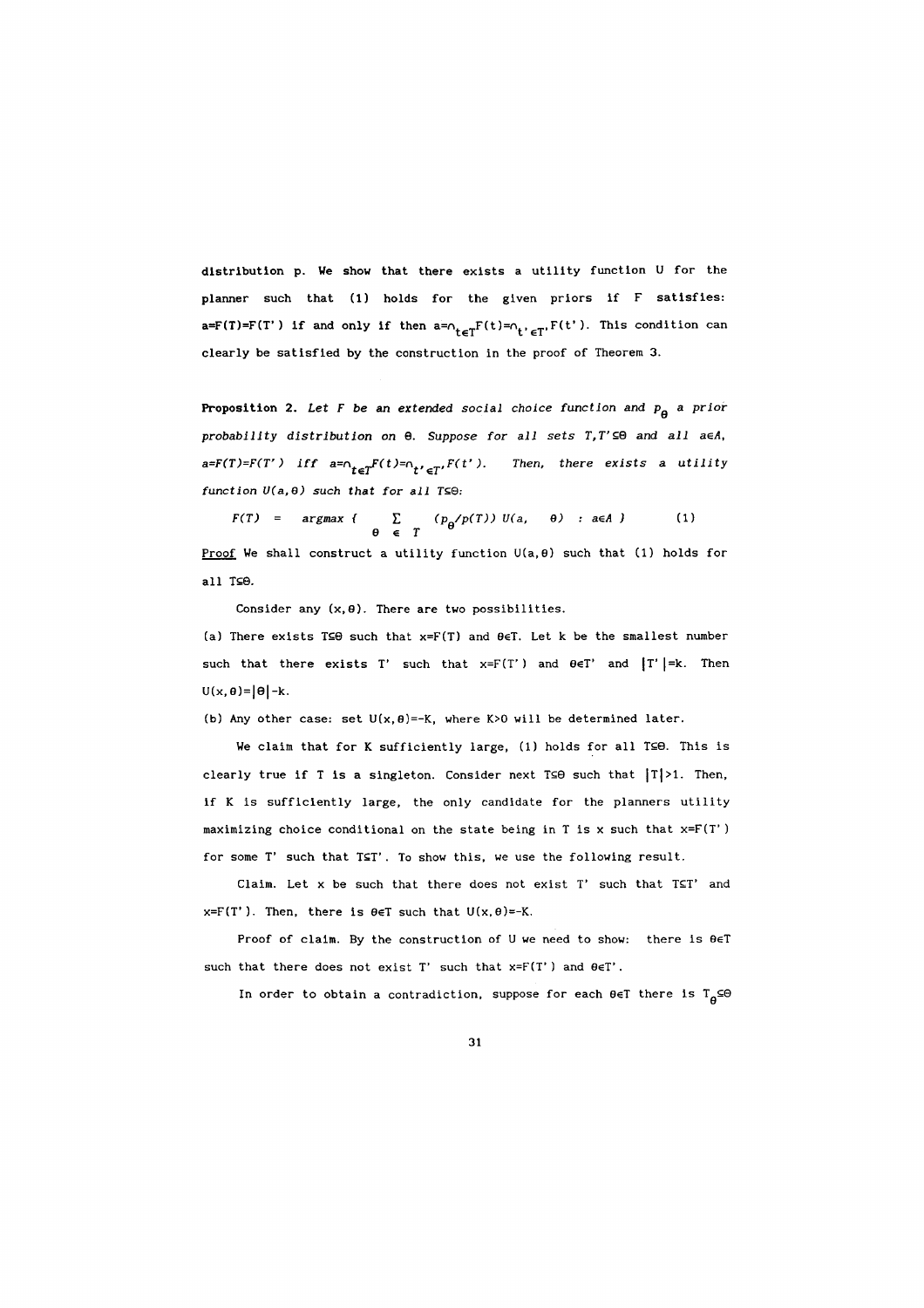distribution p. We show that there exists a utility function U for the planner such that (1) holds for the given priors if F satisfies: $a=F(T)=F(T')$ if and only if then $a=\cap_{t\in T}F(t)=\cap_{t'\in T'}F(t')$. This condition can clearly be satisfied by the construction in the proof of Theorem 3.

**Proposition 2.** *Let F be an extended social choice function and $p_\theta$ a prior probability distribution on $\Theta$. Suppose for all sets $T,T'\subseteq\Theta$ and all $a\in A$, $a=F(T)=F(T')$ iff $a=\cap_{t\in T}F(t)=\cap_{t'\in T'}F(t')$. Then, there exists a utility function $U(a,\theta)$ such that for all $T\subseteq\Theta$:*

$$F(T) \;=\; \operatorname{argmax}\Big\{ \sum_{\theta\,\in\,T} (p_\theta/p(T))\; U(a,\;\theta) \;:\; a\in A \Big\} \qquad (1)$$

Proof We shall construct a utility function $U(a,\theta)$ such that (1) holds for all $T\subseteq\Theta$.

Consider any $(x,\theta)$. There are two possibilities.

(a) There exists $T\subseteq\Theta$ such that $x=F(T)$ and $\theta\in T$. Let k be the smallest number such that there exists T' such that $x=F(T')$ and $\theta\in T'$ and $|T'|=k$. Then $U(x,\theta)=|\Theta|-k$.

(b) Any other case: set $U(x,\theta)=-K$, where $K>0$ will be determined later.

We claim that for K sufficiently large, (1) holds for all $T\subseteq\Theta$. This is clearly true if T is a singleton. Consider next $T\subseteq\Theta$ such that $|T|>1$. Then, if K is sufficiently large, the only candidate for the planners utility maximizing choice conditional on the state being in T is x such that $x=F(T')$ for some T' such that $T\subseteq T'$. To show this, we use the following result.

Claim. Let x be such that there does not exist T' such that $T\subseteq T'$ and $x=F(T')$. Then, there is $\theta\in T$ such that $U(x,\theta)=-K$.

Proof of claim. By the construction of U we need to show: there is $\theta\in T$ such that there does not exist T' such that $x=F(T')$ and $\theta\in T'$.

In order to obtain a contradiction, suppose for each $\theta\in T$ there is $T_\theta\subseteq\Theta$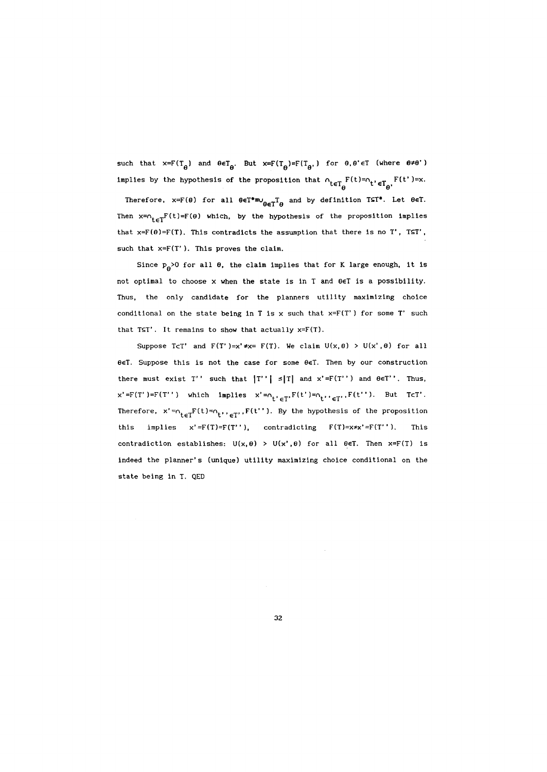such that $x=F(T_\theta)$ and $\theta \in T_{\theta'}$. But $x=F(T_\theta)=F(T_{\theta'})$ for $\theta, \theta' \in T$ (where $\theta \neq \theta'$) implies by the hypothesis of the proposition that $\cap_{t \in T_\theta} F(t) = \cap_{t' \in T_{\theta'}} F(t') = x$.

Therefore, $x=F(\theta)$ for all $\theta \in T^* \equiv \cup_{\theta \in T} T_\theta$ and by definition $T \subseteq T^*$. Let $\theta \in T$. Then $x = \cap_{t \in T} F(t) = F(\theta)$ which, by the hypothesis of the proposition implies that $x=F(\theta)=F(T)$. This contradicts the assumption that there is no $T'$, $T \subseteq T'$, such that $x=F(T')$. This proves the claim.

Since $p_\theta > 0$ for all $\theta$, the claim implies that for K large enough, it is not optimal to choose x when the state is in T and $\theta \in T$ is a possibility. Thus, the only candidate for the planners utility maximizing choice conditional on the state being in T is x such that $x=F(T')$ for some $T'$ such that $T \subseteq T'$. It remains to show that actually $x=F(T)$.

Suppose $T \subset T'$ and $F(T')=x' \neq x = F(T)$. We claim $U(x,\theta) > U(x',\theta)$ for all $\theta \in T$. Suppose this is not the case for some $\theta \in T$. Then by our construction there must exist $T''$ such that $|T''| \leq |T|$ and $x'=F(T'')$ and $\theta \in T''$. Thus, $x'=F(T')=F(T'')$ which implies $x' = \cap_{t' \in T'} F(t') = \cap_{t'' \in T''} F(t'')$. But $T \subset T'$. Therefore, $x' = \cap_{t \in T} F(t) = \cap_{t'' \in T''} F(t'')$. By the hypothesis of the proposition this implies $x'=F(T)=F(T'')$, contradicting $F(T)=x \neq x'=F(T'')$. This contradiction establishes: $U(x,\theta) > U(x',\theta)$ for all $\theta \in T$. Then $x=F(T)$ is indeed the planner's (unique) utility maximizing choice conditional on the state being in T. QED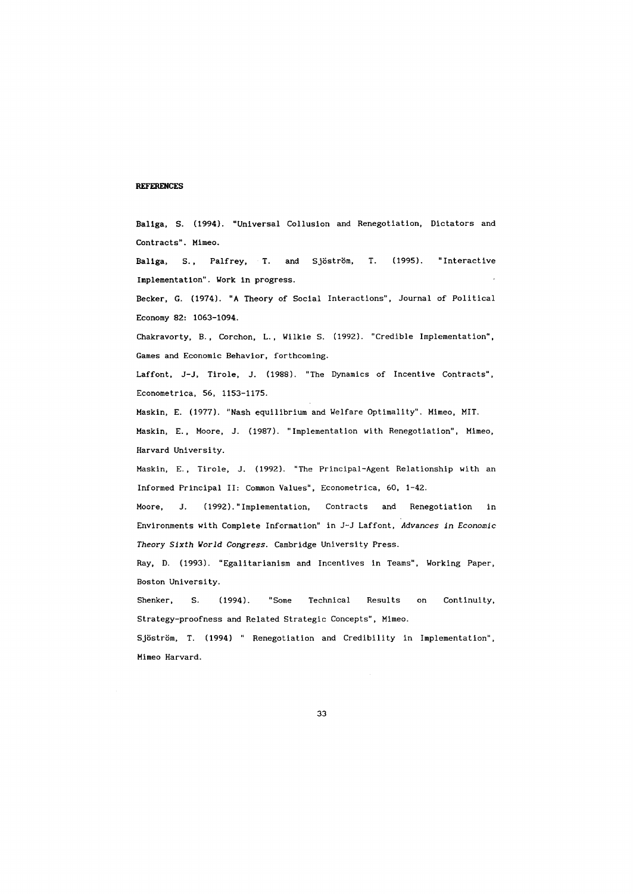## REFERENCES

Baliga, S. (1994). "Universal Collusion and Renegotiation, Dictators and Contracts". Mimeo.

Baliga, S., Palfrey, T. and Sjöström, T. (1995). "Interactive Implementation". Work in progress.

Becker, G. (1974). "A Theory of Social Interactions", Journal of Political Economy 82: 1063-1094.

Chakravorty, B., Corchon, L., Wilkie S. (1992). "Credible Implementation", Games and Economic Behavior, forthcoming.

Laffont, J-J, Tirole, J. (1988). "The Dynamics of Incentive Contracts", Econometrica, 56, 1153-1175.

Maskin, E. (1977). "Nash equilibrium and Welfare Optimality". Mimeo, MIT.

Maskin, E., Moore, J. (1987). "Implementation with Renegotiation", Mimeo, Harvard University.

Maskin, E., Tirole, J. (1992). "The Principal-Agent Relationship with an Informed Principal II: Common Values", Econometrica, 60, 1-42.

Moore, J. (1992). "Implementation, Contracts and Renegotiation in Environments with Complete Information" in J-J Laffont, *Advances in Economic Theory Sixth World Congress*. Cambridge University Press.

Ray, D. (1993). "Egalitarianism and Incentives in Teams", Working Paper, Boston University.

Shenker, S. (1994). "Some Technical Results on Continuity, Strategy-proofness and Related Strategic Concepts", Mimeo.

Sjöström, T. (1994) " Renegotiation and Credibility in Implementation", Mimeo Harvard.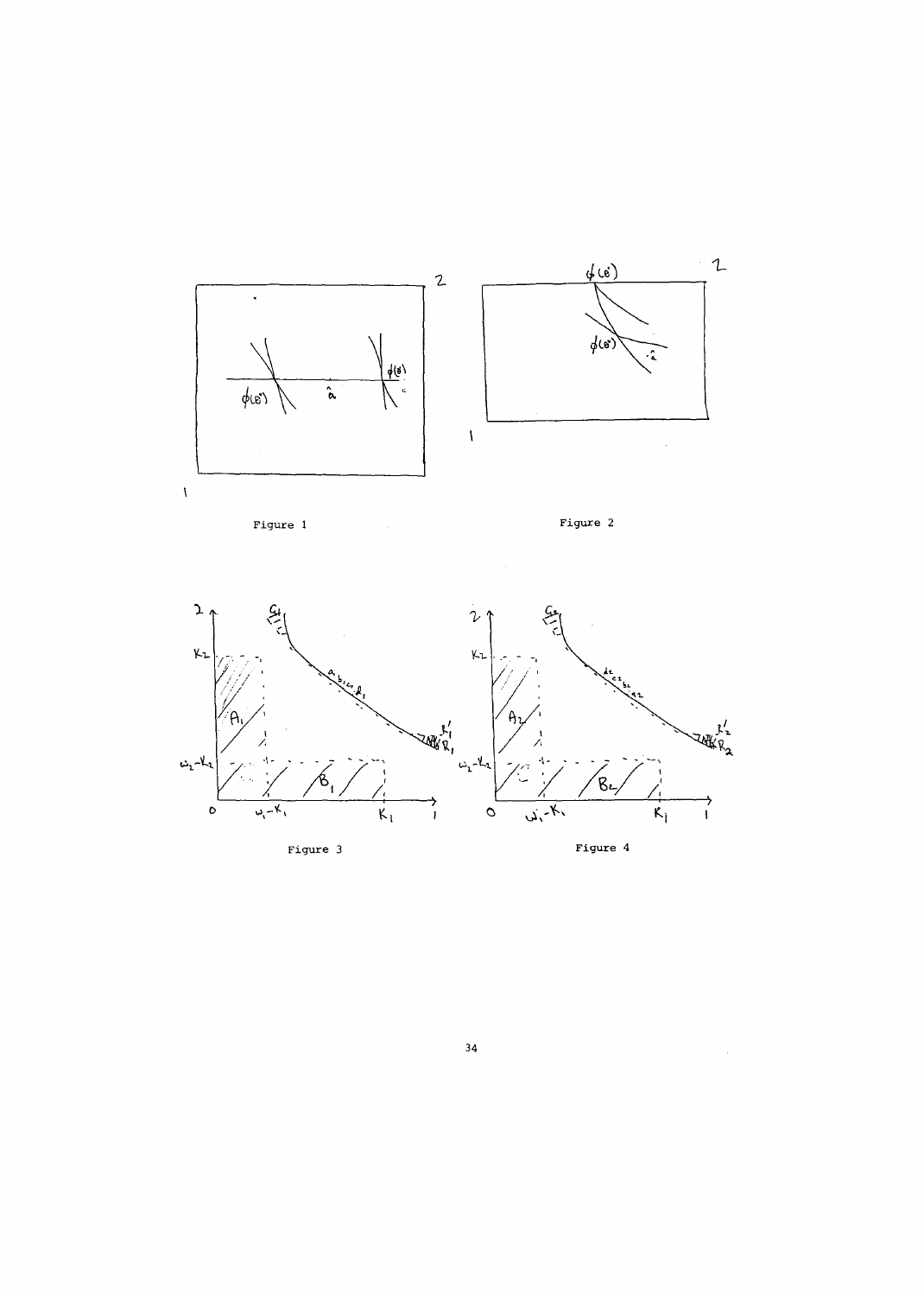2

$\phi(\theta')$

$\hat{a}$

$\phi(\theta')$

1

Figure 1

$\phi(\theta')$

2

$\phi(\theta')$

$\hat{a}$

1

Figure 2

2

$G_1$

$K_2$

$a_1 b_1 c_1 d_1$

$A_1$

$R_1'$

$R_1$

$\omega_2 - K_2$

$B_1$

0

$\omega_1 - K_1$

$K_1$

1

Figure 3

2

$G_2$

$K_2$

$d_2 c_2 b_2 a_2$

$A_2$

$R_2'$

$R_2$

$\omega_2 - K_2$

$B_2$

0

$\omega_1 - K_1$

$K_1$

1

Figure 4